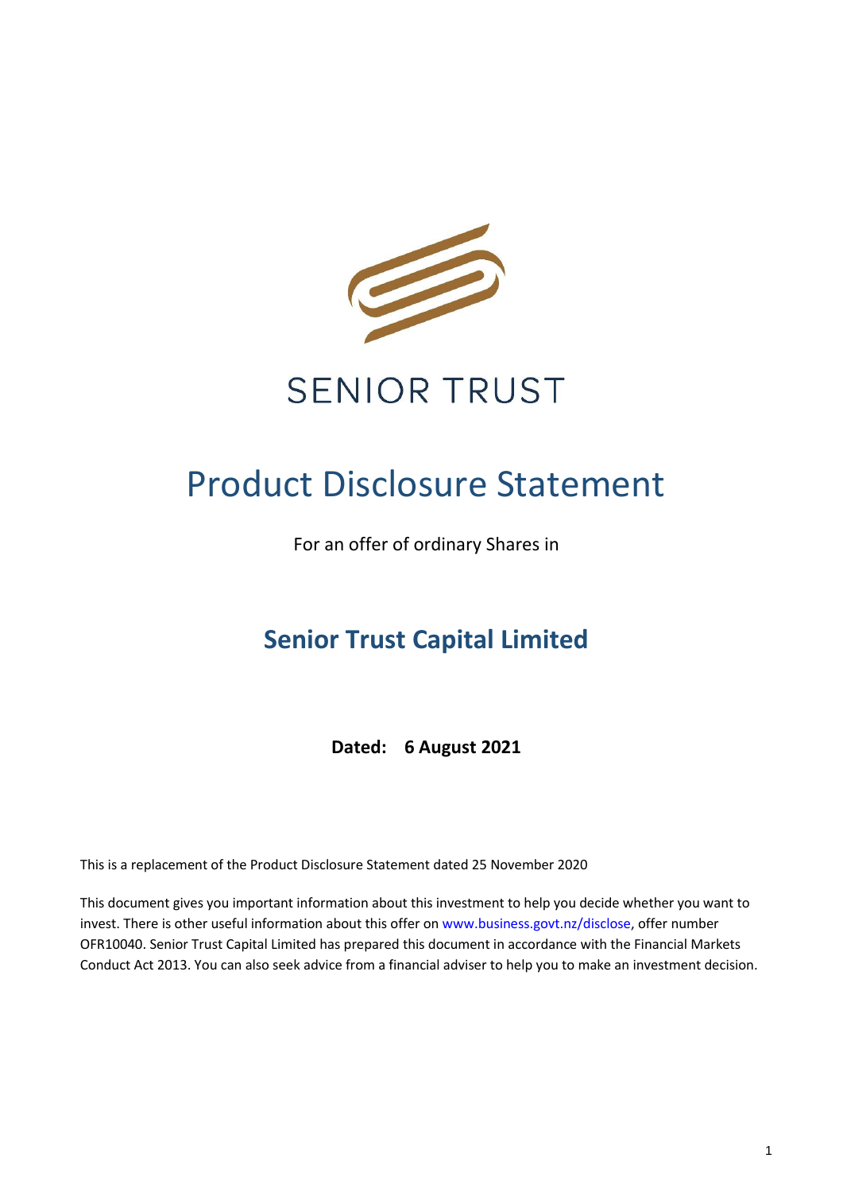SENIOR TRUST

# Product Disclosure Statement

For an offer of ordinary Shares in

## Senior Trust Capital Limited

**Dated: 6 August 2021**

This is a replacement of the Product Disclosure Statement dated 25 November 2020

This document gives you important information about this investment to help you decide whether you want to invest. There is other useful information about this offer on www.business.govt.nz/disclose, offer number OFR10040. Senior Trust Capital Limited has prepared this document in accordance with the Financial Markets Conduct Act 2013. You can also seek advice from a financial adviser to help you to make an investment decision.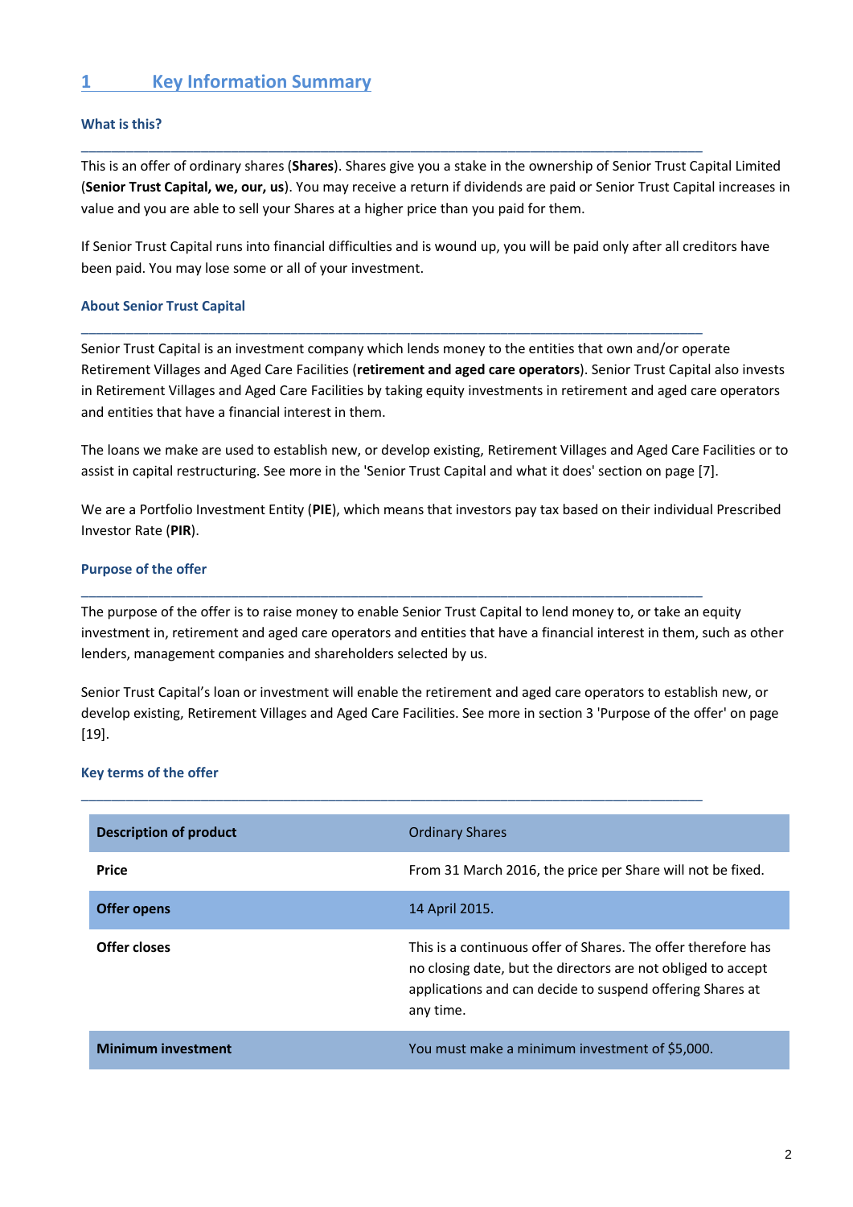# 1 Key Information Summary

### What is this?

This is an offer of ordinary shares (**Shares**). Shares give you a stake in the ownership of Senior Trust Capital Limited (**Senior Trust Capital, we, our, us**). You may receive a return if dividends are paid or Senior Trust Capital increases in value and you are able to sell your Shares at a higher price than you paid for them.

If Senior Trust Capital runs into financial difficulties and is wound up, you will be paid only after all creditors have been paid. You may lose some or all of your investment.

### About Senior Trust Capital

Senior Trust Capital is an investment company which lends money to the entities that own and/or operate Retirement Villages and Aged Care Facilities (**retirement and aged care operators**). Senior Trust Capital also invests in Retirement Villages and Aged Care Facilities by taking equity investments in retirement and aged care operators and entities that have a financial interest in them.

The loans we make are used to establish new, or develop existing, Retirement Villages and Aged Care Facilities or to assist in capital restructuring. See more in the 'Senior Trust Capital and what it does' section on page [7].

We are a Portfolio Investment Entity (**PIE**), which means that investors pay tax based on their individual Prescribed Investor Rate (**PIR**).

### Purpose of the offer

The purpose of the offer is to raise money to enable Senior Trust Capital to lend money to, or take an equity investment in, retirement and aged care operators and entities that have a financial interest in them, such as other lenders, management companies and shareholders selected by us.

Senior Trust Capital's loan or investment will enable the retirement and aged care operators to establish new, or develop existing, Retirement Villages and Aged Care Facilities. See more in section 3 'Purpose of the offer' on page [19].

### Key terms of the offer

| **Description of product** | Ordinary Shares |
|---|---|
| **Price** | From 31 March 2016, the price per Share will not be fixed. |
| **Offer opens** | 14 April 2015. |
| **Offer closes** | This is a continuous offer of Shares. The offer therefore has no closing date, but the directors are not obliged to accept applications and can decide to suspend offering Shares at any time. |
| **Minimum investment** | You must make a minimum investment of $5,000. |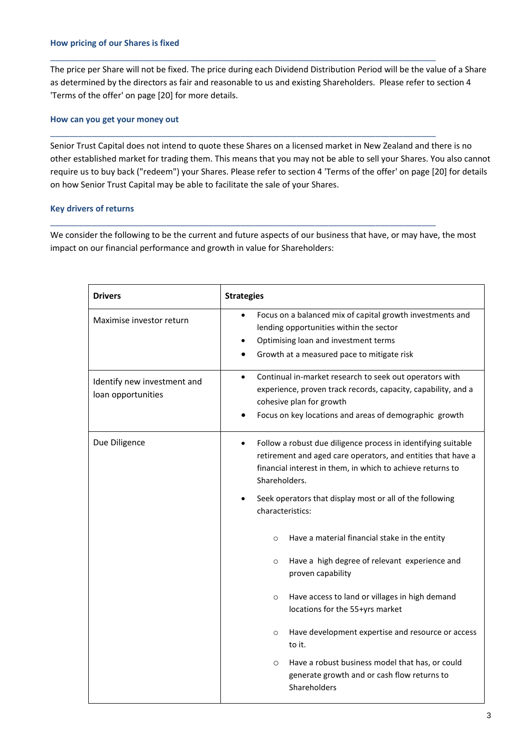### How pricing of our Shares is fixed

The price per Share will not be fixed. The price during each Dividend Distribution Period will be the value of a Share as determined by the directors as fair and reasonable to us and existing Shareholders. Please refer to section 4 'Terms of the offer' on page [20] for more details.

### How can you get your money out

Senior Trust Capital does not intend to quote these Shares on a licensed market in New Zealand and there is no other established market for trading them. This means that you may not be able to sell your Shares. You also cannot require us to buy back ("redeem") your Shares. Please refer to section 4 'Terms of the offer' on page [20] for details on how Senior Trust Capital may be able to facilitate the sale of your Shares.

### Key drivers of returns

We consider the following to be the current and future aspects of our business that have, or may have, the most impact on our financial performance and growth in value for Shareholders:

| Drivers | Strategies |
|---|---|
| Maximise investor return | • Focus on a balanced mix of capital growth investments and lending opportunities within the sector<br>• Optimising loan and investment terms<br>• Growth at a measured pace to mitigate risk |
| Identify new investment and loan opportunities | • Continual in-market research to seek out operators with experience, proven track records, capacity, capability, and a cohesive plan for growth<br>• Focus on key locations and areas of demographic growth |
| Due Diligence | • Follow a robust due diligence process in identifying suitable retirement and aged care operators, and entities that have a financial interest in them, in which to achieve returns to Shareholders.<br>• Seek operators that display most or all of the following characteristics:<br>○ Have a material financial stake in the entity<br>○ Have a high degree of relevant experience and proven capability<br>○ Have access to land or villages in high demand locations for the 55+yrs market<br>○ Have development expertise and resource or access to it.<br>○ Have a robust business model that has, or could generate growth and or cash flow returns to Shareholders |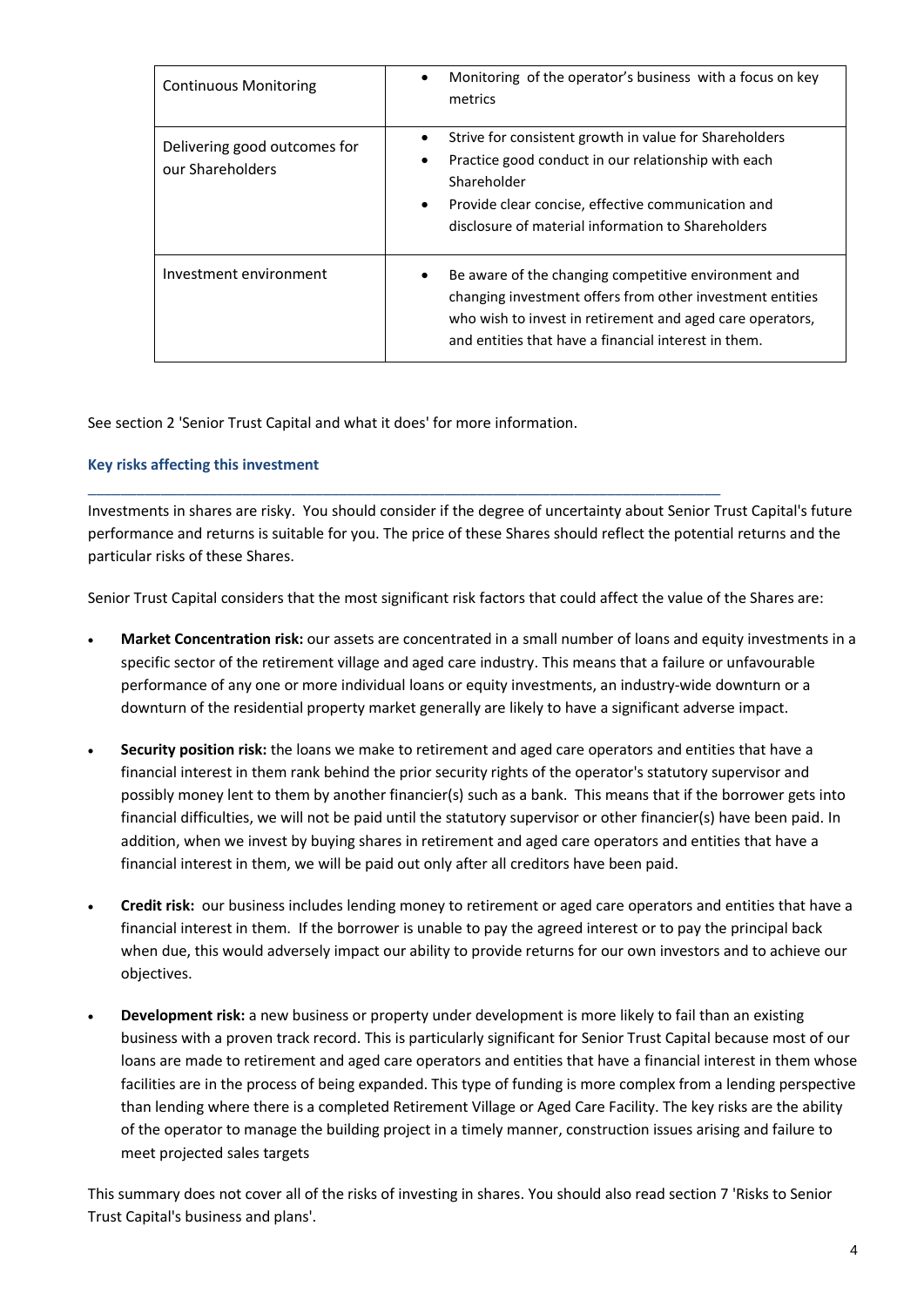| | |
|---|---|
| Continuous Monitoring | • Monitoring of the operator's business with a focus on key metrics |
| Delivering good outcomes for our Shareholders | • Strive for consistent growth in value for Shareholders<br>• Practice good conduct in our relationship with each Shareholder<br>• Provide clear concise, effective communication and disclosure of material information to Shareholders |
| Investment environment | • Be aware of the changing competitive environment and changing investment offers from other investment entities who wish to invest in retirement and aged care operators, and entities that have a financial interest in them. |

See section 2 'Senior Trust Capital and what it does' for more information.

### Key risks affecting this investment

Investments in shares are risky. You should consider if the degree of uncertainty about Senior Trust Capital's future performance and returns is suitable for you. The price of these Shares should reflect the potential returns and the particular risks of these Shares.

Senior Trust Capital considers that the most significant risk factors that could affect the value of the Shares are:

- **Market Concentration risk:** our assets are concentrated in a small number of loans and equity investments in a specific sector of the retirement village and aged care industry. This means that a failure or unfavourable performance of any one or more individual loans or equity investments, an industry-wide downturn or a downturn of the residential property market generally are likely to have a significant adverse impact.

- **Security position risk:** the loans we make to retirement and aged care operators and entities that have a financial interest in them rank behind the prior security rights of the operator's statutory supervisor and possibly money lent to them by another financier(s) such as a bank. This means that if the borrower gets into financial difficulties, we will not be paid until the statutory supervisor or other financier(s) have been paid. In addition, when we invest by buying shares in retirement and aged care operators and entities that have a financial interest in them, we will be paid out only after all creditors have been paid.

- **Credit risk:** our business includes lending money to retirement or aged care operators and entities that have a financial interest in them. If the borrower is unable to pay the agreed interest or to pay the principal back when due, this would adversely impact our ability to provide returns for our own investors and to achieve our objectives.

- **Development risk:** a new business or property under development is more likely to fail than an existing business with a proven track record. This is particularly significant for Senior Trust Capital because most of our loans are made to retirement and aged care operators and entities that have a financial interest in them whose facilities are in the process of being expanded. This type of funding is more complex from a lending perspective than lending where there is a completed Retirement Village or Aged Care Facility. The key risks are the ability of the operator to manage the building project in a timely manner, construction issues arising and failure to meet projected sales targets

This summary does not cover all of the risks of investing in shares. You should also read section 7 'Risks to Senior Trust Capital's business and plans'.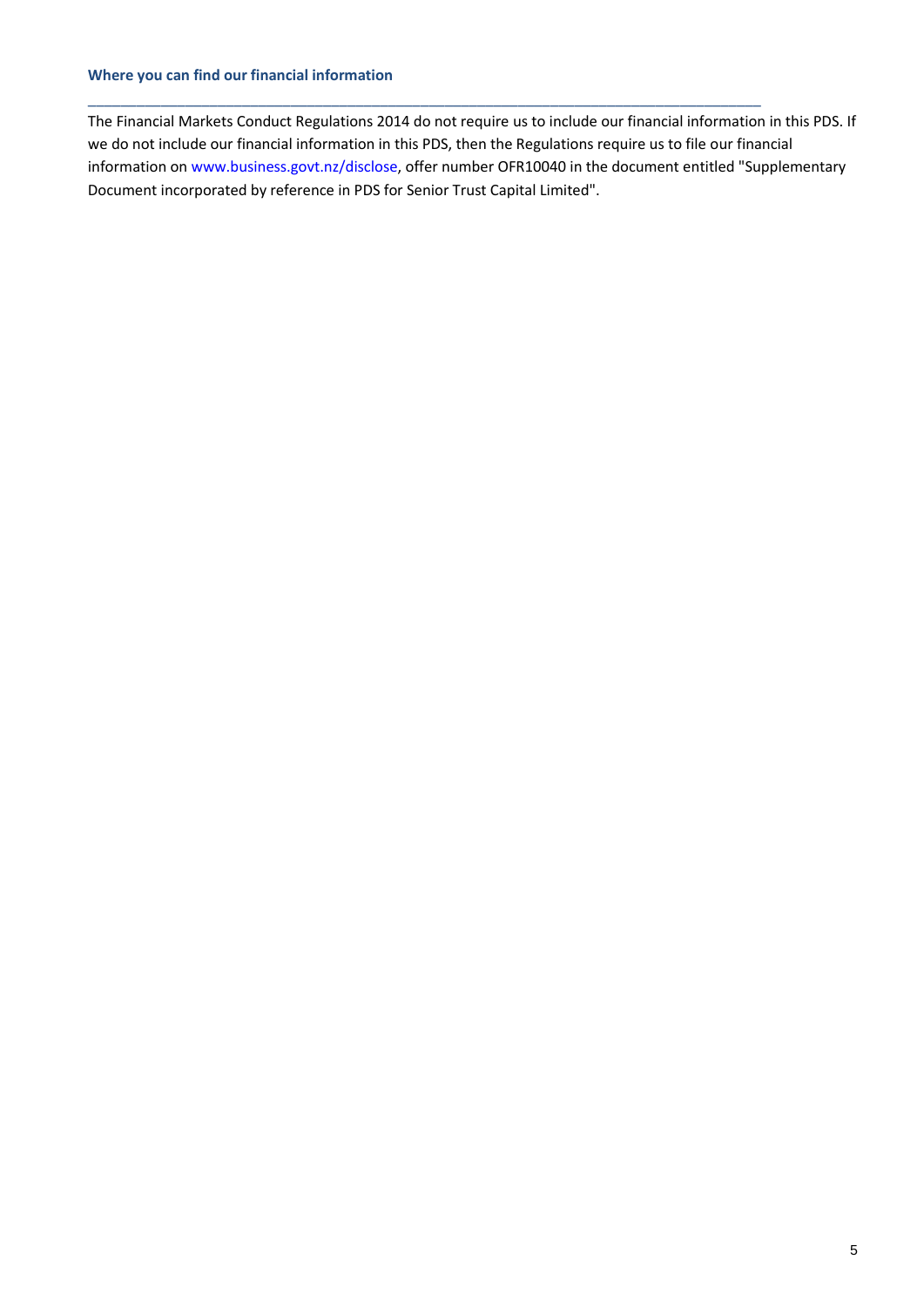### Where you can find our financial information

The Financial Markets Conduct Regulations 2014 do not require us to include our financial information in this PDS. If we do not include our financial information in this PDS, then the Regulations require us to file our financial information on www.business.govt.nz/disclose, offer number OFR10040 in the document entitled "Supplementary Document incorporated by reference in PDS for Senior Trust Capital Limited".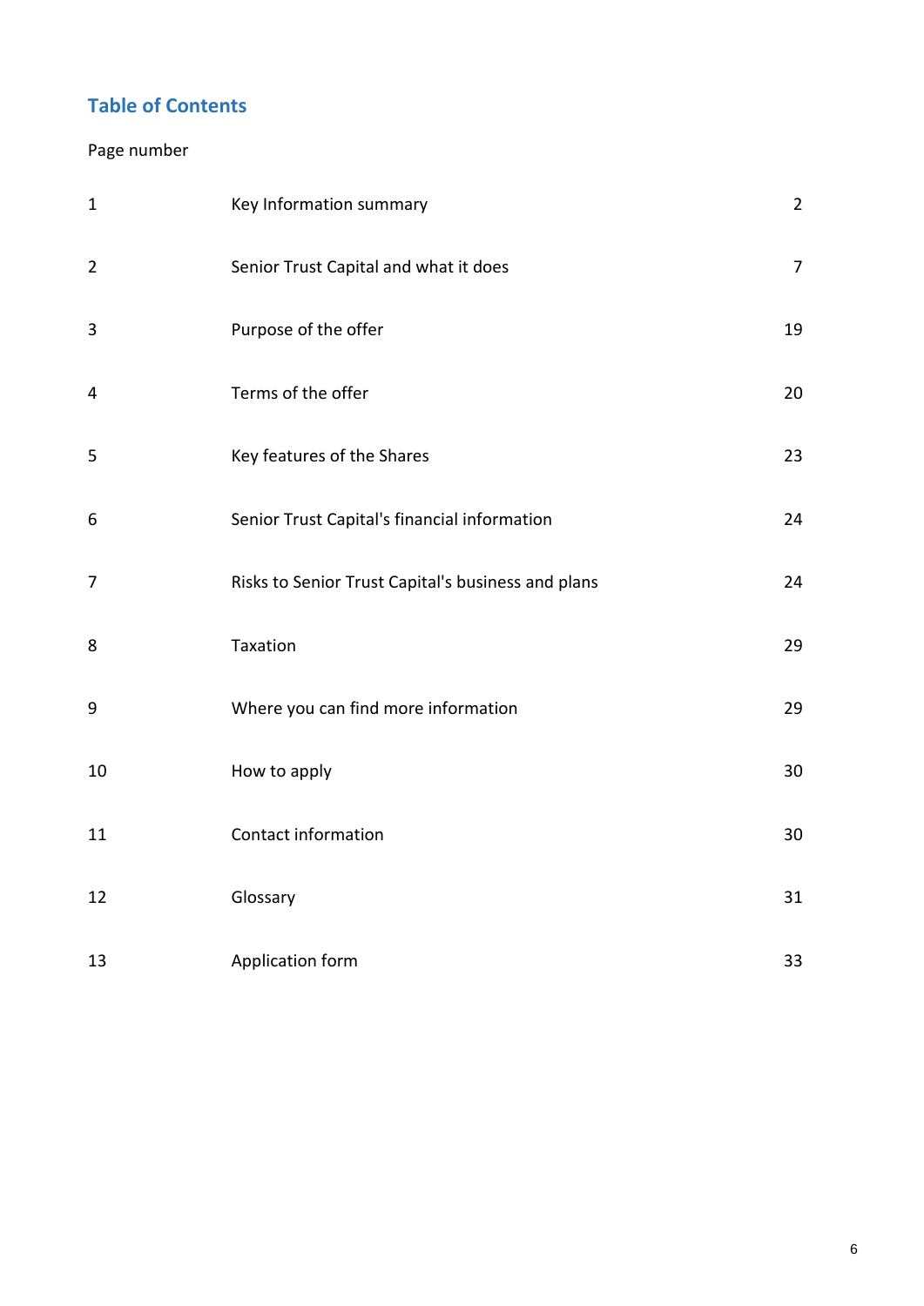## Table of Contents

Page number

| | | |
|---|---|---|
| 1 | Key Information summary | 2 |
| 2 | Senior Trust Capital and what it does | 7 |
| 3 | Purpose of the offer | 19 |
| 4 | Terms of the offer | 20 |
| 5 | Key features of the Shares | 23 |
| 6 | Senior Trust Capital's financial information | 24 |
| 7 | Risks to Senior Trust Capital's business and plans | 24 |
| 8 | Taxation | 29 |
| 9 | Where you can find more information | 29 |
| 10 | How to apply | 30 |
| 11 | Contact information | 30 |
| 12 | Glossary | 31 |
| 13 | Application form | 33 |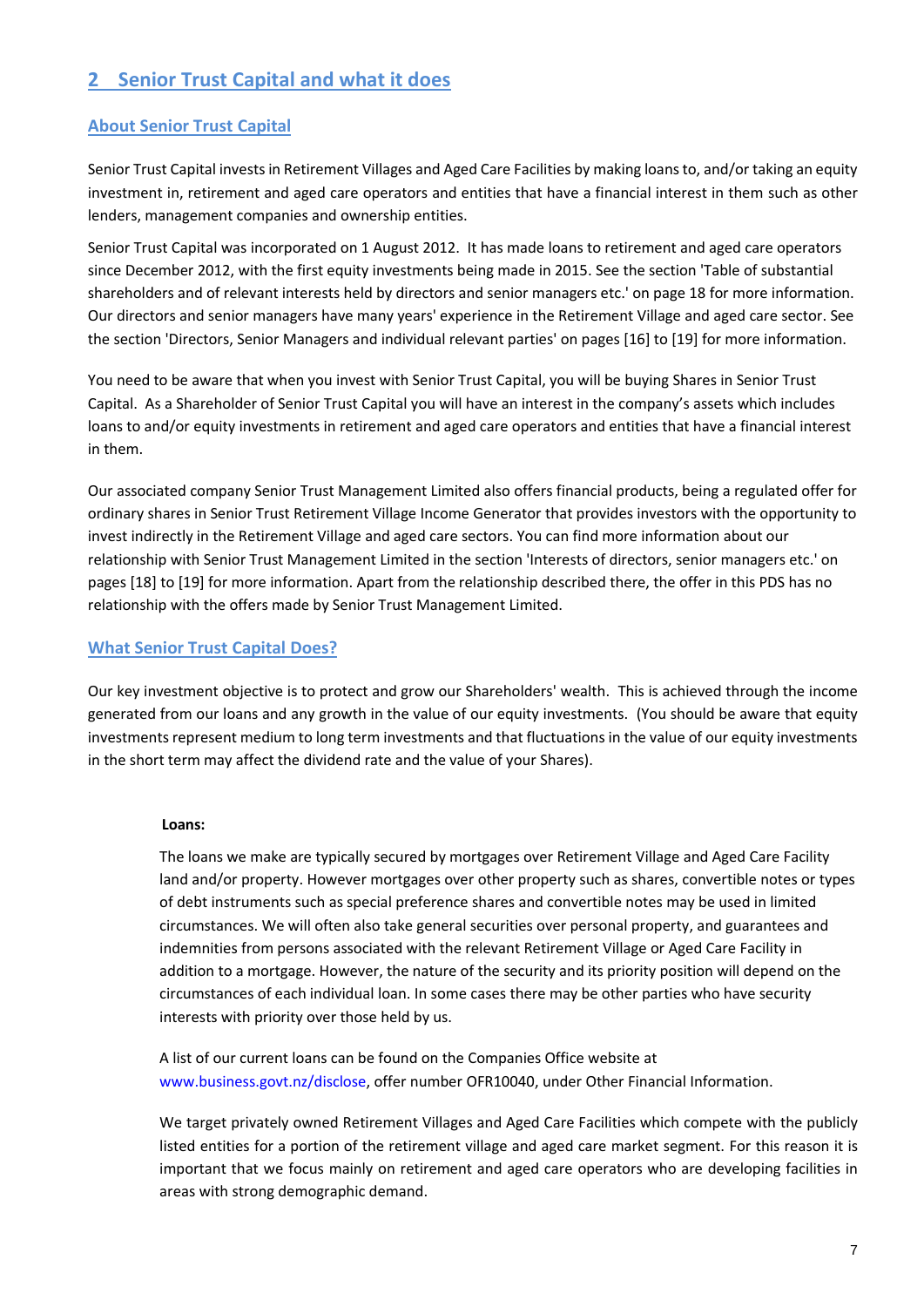## 2 Senior Trust Capital and what it does

### About Senior Trust Capital

Senior Trust Capital invests in Retirement Villages and Aged Care Facilities by making loans to, and/or taking an equity investment in, retirement and aged care operators and entities that have a financial interest in them such as other lenders, management companies and ownership entities.

Senior Trust Capital was incorporated on 1 August 2012. It has made loans to retirement and aged care operators since December 2012, with the first equity investments being made in 2015. See the section 'Table of substantial shareholders and of relevant interests held by directors and senior managers etc.' on page 18 for more information. Our directors and senior managers have many years' experience in the Retirement Village and aged care sector. See the section 'Directors, Senior Managers and individual relevant parties' on pages [16] to [19] for more information.

You need to be aware that when you invest with Senior Trust Capital, you will be buying Shares in Senior Trust Capital. As a Shareholder of Senior Trust Capital you will have an interest in the company's assets which includes loans to and/or equity investments in retirement and aged care operators and entities that have a financial interest in them.

Our associated company Senior Trust Management Limited also offers financial products, being a regulated offer for ordinary shares in Senior Trust Retirement Village Income Generator that provides investors with the opportunity to invest indirectly in the Retirement Village and aged care sectors. You can find more information about our relationship with Senior Trust Management Limited in the section 'Interests of directors, senior managers etc.' on pages [18] to [19] for more information. Apart from the relationship described there, the offer in this PDS has no relationship with the offers made by Senior Trust Management Limited.

### What Senior Trust Capital Does?

Our key investment objective is to protect and grow our Shareholders' wealth. This is achieved through the income generated from our loans and any growth in the value of our equity investments. (You should be aware that equity investments represent medium to long term investments and that fluctuations in the value of our equity investments in the short term may affect the dividend rate and the value of your Shares).

**Loans:**

The loans we make are typically secured by mortgages over Retirement Village and Aged Care Facility land and/or property. However mortgages over other property such as shares, convertible notes or types of debt instruments such as special preference shares and convertible notes may be used in limited circumstances. We will often also take general securities over personal property, and guarantees and indemnities from persons associated with the relevant Retirement Village or Aged Care Facility in addition to a mortgage. However, the nature of the security and its priority position will depend on the circumstances of each individual loan. In some cases there may be other parties who have security interests with priority over those held by us.

A list of our current loans can be found on the Companies Office website at www.business.govt.nz/disclose, offer number OFR10040, under Other Financial Information.

We target privately owned Retirement Villages and Aged Care Facilities which compete with the publicly listed entities for a portion of the retirement village and aged care market segment. For this reason it is important that we focus mainly on retirement and aged care operators who are developing facilities in areas with strong demographic demand.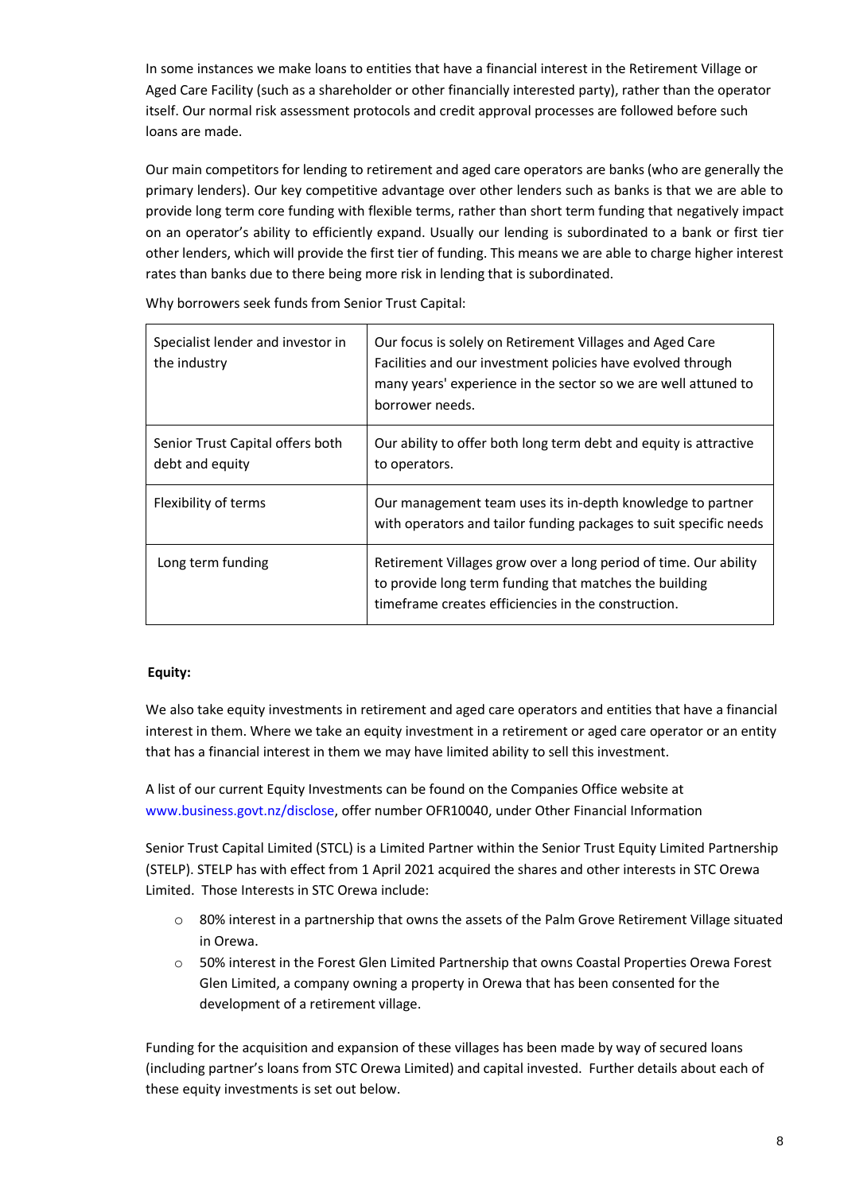In some instances we make loans to entities that have a financial interest in the Retirement Village or Aged Care Facility (such as a shareholder or other financially interested party), rather than the operator itself. Our normal risk assessment protocols and credit approval processes are followed before such loans are made.

Our main competitors for lending to retirement and aged care operators are banks (who are generally the primary lenders). Our key competitive advantage over other lenders such as banks is that we are able to provide long term core funding with flexible terms, rather than short term funding that negatively impact on an operator's ability to efficiently expand. Usually our lending is subordinated to a bank or first tier other lenders, which will provide the first tier of funding. This means we are able to charge higher interest rates than banks due to there being more risk in lending that is subordinated.

Why borrowers seek funds from Senior Trust Capital:

| | |
|---|---|
| Specialist lender and investor in the industry | Our focus is solely on Retirement Villages and Aged Care Facilities and our investment policies have evolved through many years' experience in the sector so we are well attuned to borrower needs. |
| Senior Trust Capital offers both debt and equity | Our ability to offer both long term debt and equity is attractive to operators. |
| Flexibility of terms | Our management team uses its in-depth knowledge to partner with operators and tailor funding packages to suit specific needs |
| Long term funding | Retirement Villages grow over a long period of time. Our ability to provide long term funding that matches the building timeframe creates efficiencies in the construction. |

**Equity:**

We also take equity investments in retirement and aged care operators and entities that have a financial interest in them. Where we take an equity investment in a retirement or aged care operator or an entity that has a financial interest in them we may have limited ability to sell this investment.

A list of our current Equity Investments can be found on the Companies Office website at www.business.govt.nz/disclose, offer number OFR10040, under Other Financial Information

Senior Trust Capital Limited (STCL) is a Limited Partner within the Senior Trust Equity Limited Partnership (STELP). STELP has with effect from 1 April 2021 acquired the shares and other interests in STC Orewa Limited. Those Interests in STC Orewa include:

- 80% interest in a partnership that owns the assets of the Palm Grove Retirement Village situated in Orewa.
- 50% interest in the Forest Glen Limited Partnership that owns Coastal Properties Orewa Forest Glen Limited, a company owning a property in Orewa that has been consented for the development of a retirement village.

Funding for the acquisition and expansion of these villages has been made by way of secured loans (including partner's loans from STC Orewa Limited) and capital invested. Further details about each of these equity investments is set out below.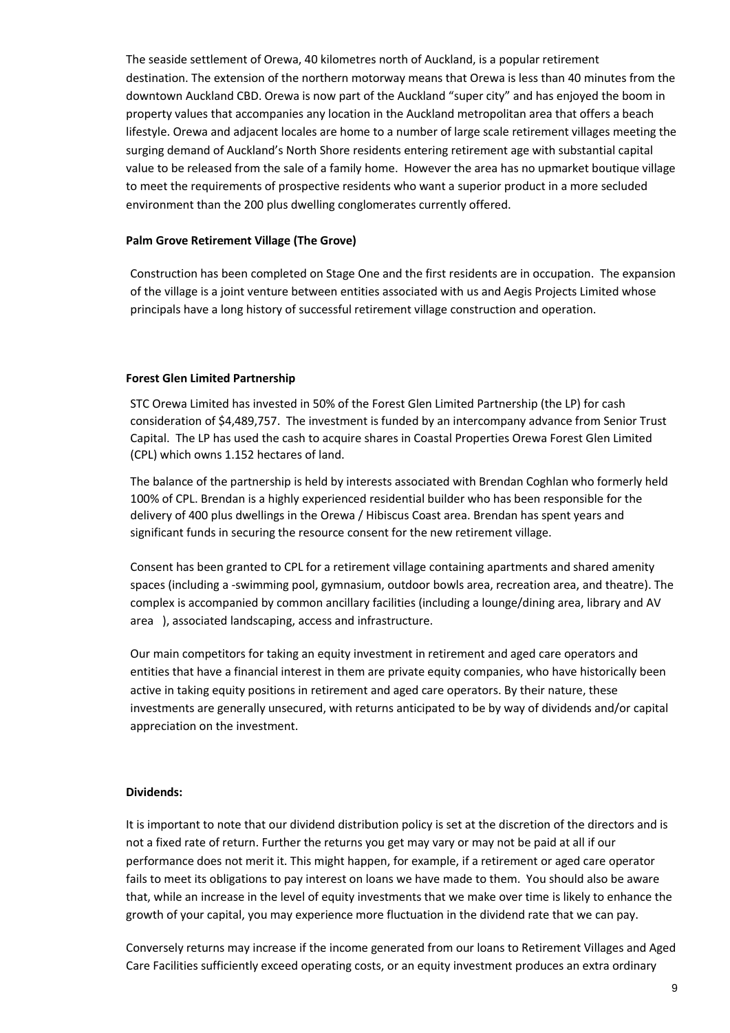The seaside settlement of Orewa, 40 kilometres north of Auckland, is a popular retirement destination. The extension of the northern motorway means that Orewa is less than 40 minutes from the downtown Auckland CBD. Orewa is now part of the Auckland "super city" and has enjoyed the boom in property values that accompanies any location in the Auckland metropolitan area that offers a beach lifestyle. Orewa and adjacent locales are home to a number of large scale retirement villages meeting the surging demand of Auckland's North Shore residents entering retirement age with substantial capital value to be released from the sale of a family home. However the area has no upmarket boutique village to meet the requirements of prospective residents who want a superior product in a more secluded environment than the 200 plus dwelling conglomerates currently offered.

**Palm Grove Retirement Village (The Grove)**

Construction has been completed on Stage One and the first residents are in occupation. The expansion of the village is a joint venture between entities associated with us and Aegis Projects Limited whose principals have a long history of successful retirement village construction and operation.

**Forest Glen Limited Partnership**

STC Orewa Limited has invested in 50% of the Forest Glen Limited Partnership (the LP) for cash consideration of $4,489,757. The investment is funded by an intercompany advance from Senior Trust Capital. The LP has used the cash to acquire shares in Coastal Properties Orewa Forest Glen Limited (CPL) which owns 1.152 hectares of land.

The balance of the partnership is held by interests associated with Brendan Coghlan who formerly held 100% of CPL. Brendan is a highly experienced residential builder who has been responsible for the delivery of 400 plus dwellings in the Orewa / Hibiscus Coast area. Brendan has spent years and significant funds in securing the resource consent for the new retirement village.

Consent has been granted to CPL for a retirement village containing apartments and shared amenity spaces (including a -swimming pool, gymnasium, outdoor bowls area, recreation area, and theatre). The complex is accompanied by common ancillary facilities (including a lounge/dining area, library and AV area ), associated landscaping, access and infrastructure.

Our main competitors for taking an equity investment in retirement and aged care operators and entities that have a financial interest in them are private equity companies, who have historically been active in taking equity positions in retirement and aged care operators. By their nature, these investments are generally unsecured, with returns anticipated to be by way of dividends and/or capital appreciation on the investment.

**Dividends:**

It is important to note that our dividend distribution policy is set at the discretion of the directors and is not a fixed rate of return. Further the returns you get may vary or may not be paid at all if our performance does not merit it. This might happen, for example, if a retirement or aged care operator fails to meet its obligations to pay interest on loans we have made to them. You should also be aware that, while an increase in the level of equity investments that we make over time is likely to enhance the growth of your capital, you may experience more fluctuation in the dividend rate that we can pay.

Conversely returns may increase if the income generated from our loans to Retirement Villages and Aged Care Facilities sufficiently exceed operating costs, or an equity investment produces an extra ordinary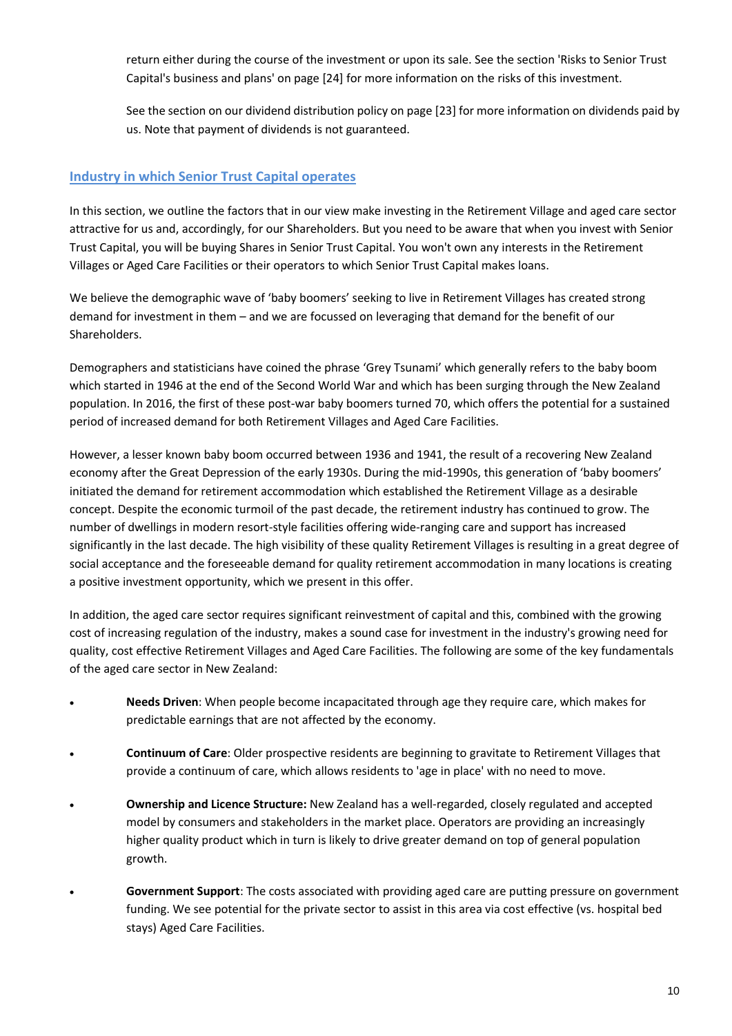return either during the course of the investment or upon its sale. See the section 'Risks to Senior Trust Capital's business and plans' on page [24] for more information on the risks of this investment.

See the section on our dividend distribution policy on page [23] for more information on dividends paid by us. Note that payment of dividends is not guaranteed.

## Industry in which Senior Trust Capital operates

In this section, we outline the factors that in our view make investing in the Retirement Village and aged care sector attractive for us and, accordingly, for our Shareholders. But you need to be aware that when you invest with Senior Trust Capital, you will be buying Shares in Senior Trust Capital. You won't own any interests in the Retirement Villages or Aged Care Facilities or their operators to which Senior Trust Capital makes loans.

We believe the demographic wave of 'baby boomers' seeking to live in Retirement Villages has created strong demand for investment in them – and we are focussed on leveraging that demand for the benefit of our Shareholders.

Demographers and statisticians have coined the phrase 'Grey Tsunami' which generally refers to the baby boom which started in 1946 at the end of the Second World War and which has been surging through the New Zealand population. In 2016, the first of these post-war baby boomers turned 70, which offers the potential for a sustained period of increased demand for both Retirement Villages and Aged Care Facilities.

However, a lesser known baby boom occurred between 1936 and 1941, the result of a recovering New Zealand economy after the Great Depression of the early 1930s. During the mid-1990s, this generation of 'baby boomers' initiated the demand for retirement accommodation which established the Retirement Village as a desirable concept. Despite the economic turmoil of the past decade, the retirement industry has continued to grow. The number of dwellings in modern resort-style facilities offering wide-ranging care and support has increased significantly in the last decade. The high visibility of these quality Retirement Villages is resulting in a great degree of social acceptance and the foreseeable demand for quality retirement accommodation in many locations is creating a positive investment opportunity, which we present in this offer.

In addition, the aged care sector requires significant reinvestment of capital and this, combined with the growing cost of increasing regulation of the industry, makes a sound case for investment in the industry's growing need for quality, cost effective Retirement Villages and Aged Care Facilities. The following are some of the key fundamentals of the aged care sector in New Zealand:

- **Needs Driven**: When people become incapacitated through age they require care, which makes for predictable earnings that are not affected by the economy.
- **Continuum of Care**: Older prospective residents are beginning to gravitate to Retirement Villages that provide a continuum of care, which allows residents to 'age in place' with no need to move.
- **Ownership and Licence Structure:** New Zealand has a well-regarded, closely regulated and accepted model by consumers and stakeholders in the market place. Operators are providing an increasingly higher quality product which in turn is likely to drive greater demand on top of general population growth.
- **Government Support**: The costs associated with providing aged care are putting pressure on government funding. We see potential for the private sector to assist in this area via cost effective (vs. hospital bed stays) Aged Care Facilities.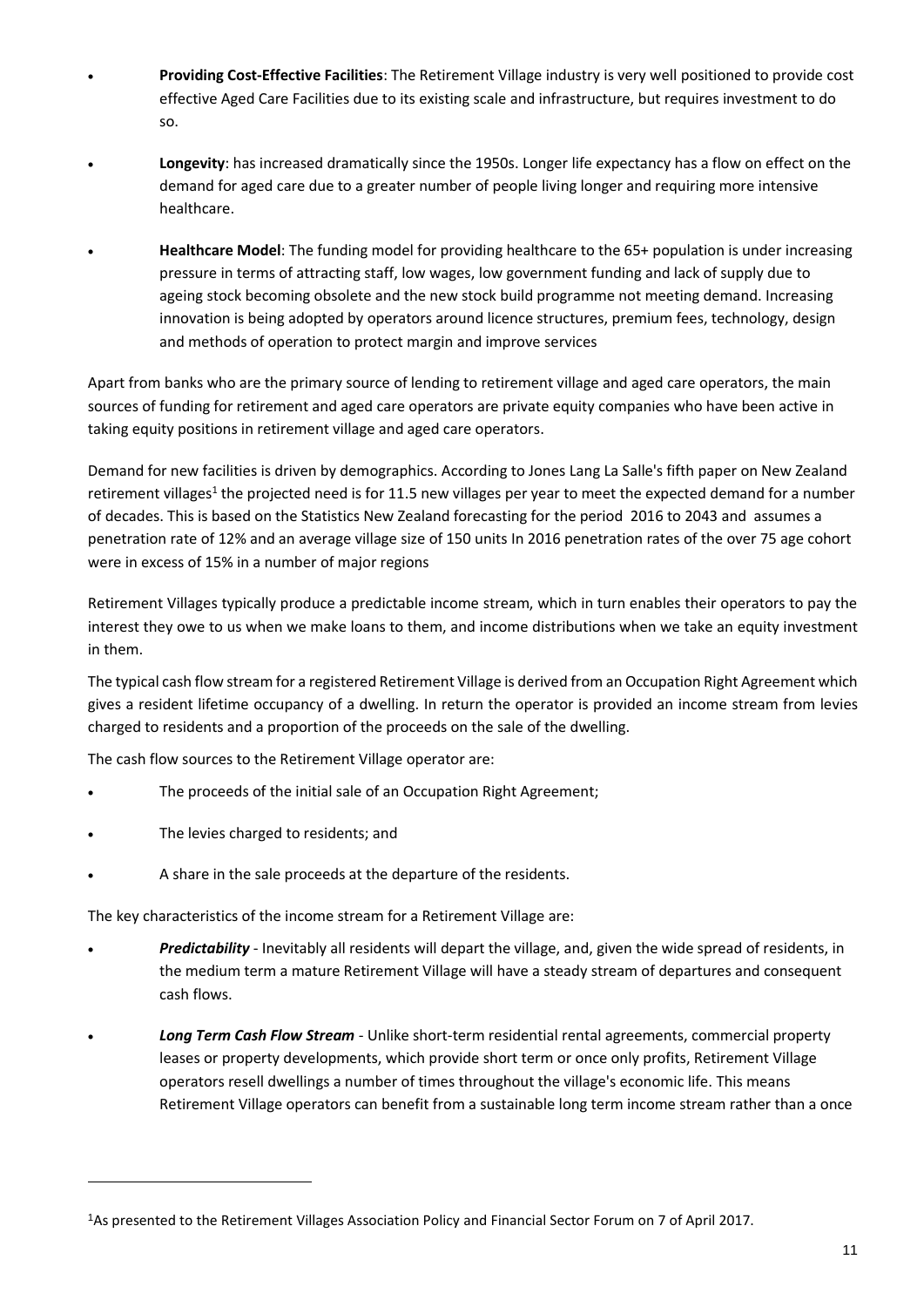- **Providing Cost-Effective Facilities**: The Retirement Village industry is very well positioned to provide cost effective Aged Care Facilities due to its existing scale and infrastructure, but requires investment to do so.

- **Longevity**: has increased dramatically since the 1950s. Longer life expectancy has a flow on effect on the demand for aged care due to a greater number of people living longer and requiring more intensive healthcare.

- **Healthcare Model**: The funding model for providing healthcare to the 65+ population is under increasing pressure in terms of attracting staff, low wages, low government funding and lack of supply due to ageing stock becoming obsolete and the new stock build programme not meeting demand. Increasing innovation is being adopted by operators around licence structures, premium fees, technology, design and methods of operation to protect margin and improve services

Apart from banks who are the primary source of lending to retirement village and aged care operators, the main sources of funding for retirement and aged care operators are private equity companies who have been active in taking equity positions in retirement village and aged care operators.

Demand for new facilities is driven by demographics. According to Jones Lang La Salle's fifth paper on New Zealand retirement villages[1] the projected need is for 11.5 new villages per year to meet the expected demand for a number of decades. This is based on the Statistics New Zealand forecasting for the period 2016 to 2043 and assumes a penetration rate of 12% and an average village size of 150 units In 2016 penetration rates of the over 75 age cohort were in excess of 15% in a number of major regions

Retirement Villages typically produce a predictable income stream, which in turn enables their operators to pay the interest they owe to us when we make loans to them, and income distributions when we take an equity investment in them.

The typical cash flow stream for a registered Retirement Village is derived from an Occupation Right Agreement which gives a resident lifetime occupancy of a dwelling. In return the operator is provided an income stream from levies charged to residents and a proportion of the proceeds on the sale of the dwelling.

The cash flow sources to the Retirement Village operator are:

- The proceeds of the initial sale of an Occupation Right Agreement;
- The levies charged to residents; and
- A share in the sale proceeds at the departure of the residents.

The key characteristics of the income stream for a Retirement Village are:

- ***Predictability*** - Inevitably all residents will depart the village, and, given the wide spread of residents, in the medium term a mature Retirement Village will have a steady stream of departures and consequent cash flows.

- ***Long Term Cash Flow Stream*** - Unlike short-term residential rental agreements, commercial property leases or property developments, which provide short term or once only profits, Retirement Village operators resell dwellings a number of times throughout the village's economic life. This means Retirement Village operators can benefit from a sustainable long term income stream rather than a once

[1]As presented to the Retirement Villages Association Policy and Financial Sector Forum on 7 of April 2017.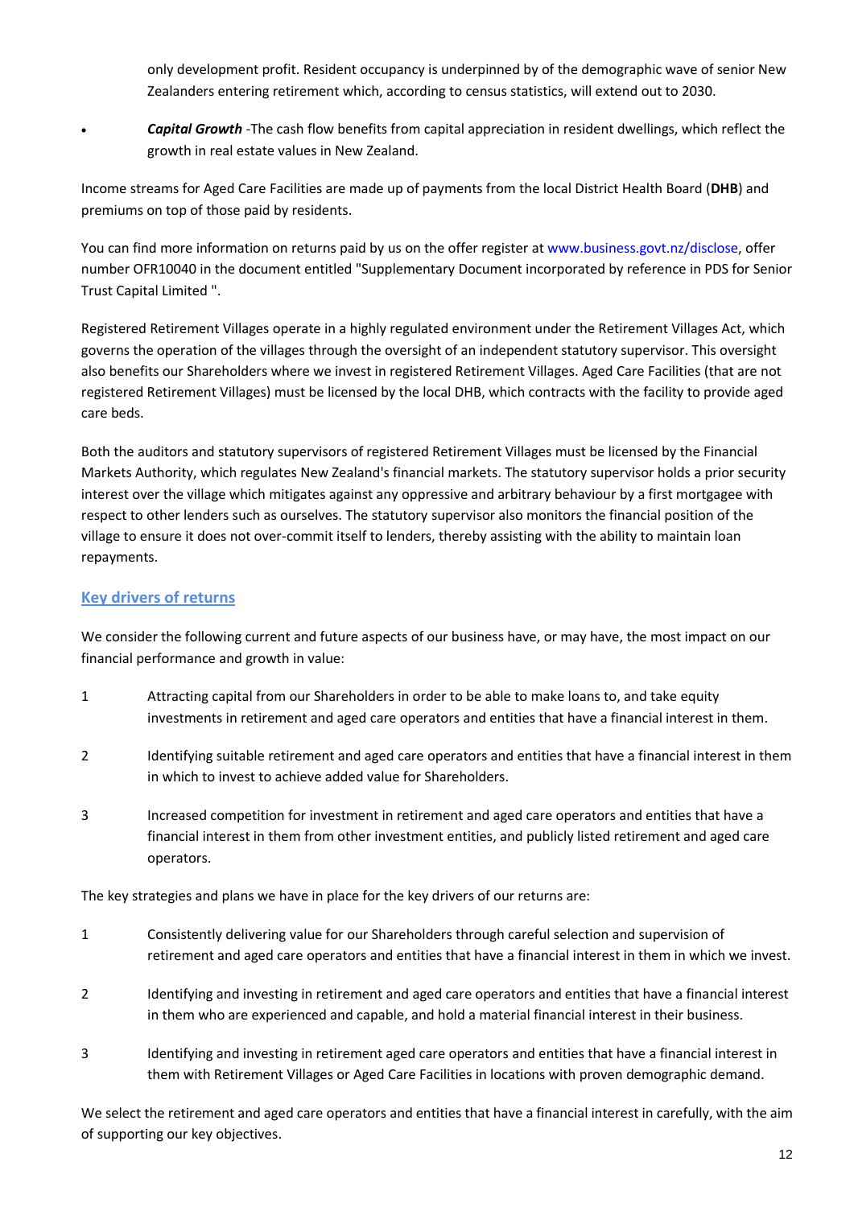only development profit. Resident occupancy is underpinned by of the demographic wave of senior New Zealanders entering retirement which, according to census statistics, will extend out to 2030.

- ***Capital Growth*** -The cash flow benefits from capital appreciation in resident dwellings, which reflect the growth in real estate values in New Zealand.

Income streams for Aged Care Facilities are made up of payments from the local District Health Board (**DHB**) and premiums on top of those paid by residents.

You can find more information on returns paid by us on the offer register at www.business.govt.nz/disclose, offer number OFR10040 in the document entitled "Supplementary Document incorporated by reference in PDS for Senior Trust Capital Limited ".

Registered Retirement Villages operate in a highly regulated environment under the Retirement Villages Act, which governs the operation of the villages through the oversight of an independent statutory supervisor. This oversight also benefits our Shareholders where we invest in registered Retirement Villages. Aged Care Facilities (that are not registered Retirement Villages) must be licensed by the local DHB, which contracts with the facility to provide aged care beds.

Both the auditors and statutory supervisors of registered Retirement Villages must be licensed by the Financial Markets Authority, which regulates New Zealand's financial markets. The statutory supervisor holds a prior security interest over the village which mitigates against any oppressive and arbitrary behaviour by a first mortgagee with respect to other lenders such as ourselves. The statutory supervisor also monitors the financial position of the village to ensure it does not over-commit itself to lenders, thereby assisting with the ability to maintain loan repayments.

## Key drivers of returns

We consider the following current and future aspects of our business have, or may have, the most impact on our financial performance and growth in value:

1. Attracting capital from our Shareholders in order to be able to make loans to, and take equity investments in retirement and aged care operators and entities that have a financial interest in them.
2. Identifying suitable retirement and aged care operators and entities that have a financial interest in them in which to invest to achieve added value for Shareholders.
3. Increased competition for investment in retirement and aged care operators and entities that have a financial interest in them from other investment entities, and publicly listed retirement and aged care operators.

The key strategies and plans we have in place for the key drivers of our returns are:

1. Consistently delivering value for our Shareholders through careful selection and supervision of retirement and aged care operators and entities that have a financial interest in them in which we invest.
2. Identifying and investing in retirement and aged care operators and entities that have a financial interest in them who are experienced and capable, and hold a material financial interest in their business.
3. Identifying and investing in retirement aged care operators and entities that have a financial interest in them with Retirement Villages or Aged Care Facilities in locations with proven demographic demand.

We select the retirement and aged care operators and entities that have a financial interest in carefully, with the aim of supporting our key objectives.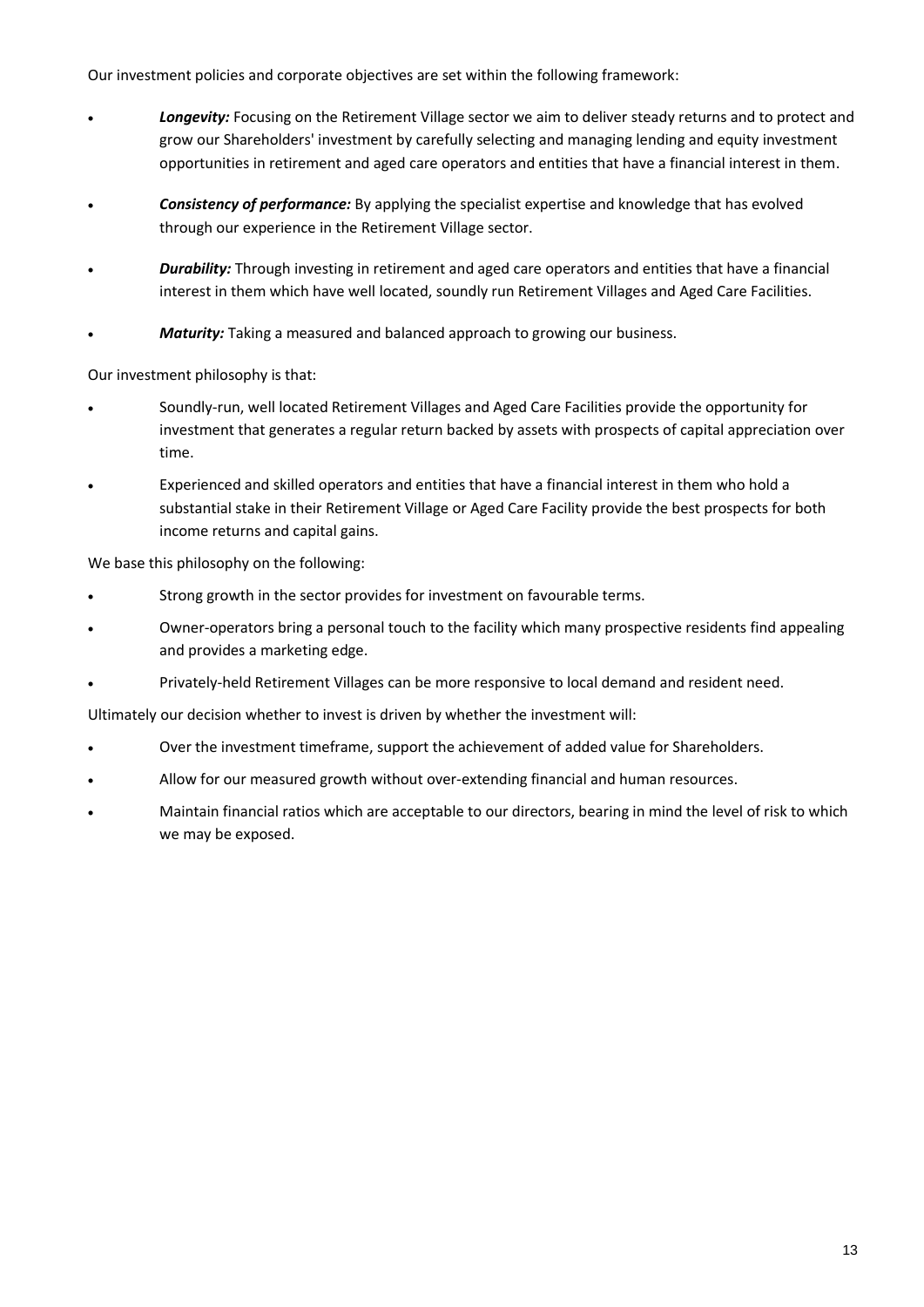Our investment policies and corporate objectives are set within the following framework:

- ***Longevity:*** Focusing on the Retirement Village sector we aim to deliver steady returns and to protect and grow our Shareholders' investment by carefully selecting and managing lending and equity investment opportunities in retirement and aged care operators and entities that have a financial interest in them.
- ***Consistency of performance:*** By applying the specialist expertise and knowledge that has evolved through our experience in the Retirement Village sector.
- ***Durability:*** Through investing in retirement and aged care operators and entities that have a financial interest in them which have well located, soundly run Retirement Villages and Aged Care Facilities.
- ***Maturity:*** Taking a measured and balanced approach to growing our business.

Our investment philosophy is that:

- Soundly-run, well located Retirement Villages and Aged Care Facilities provide the opportunity for investment that generates a regular return backed by assets with prospects of capital appreciation over time.
- Experienced and skilled operators and entities that have a financial interest in them who hold a substantial stake in their Retirement Village or Aged Care Facility provide the best prospects for both income returns and capital gains.

We base this philosophy on the following:

- Strong growth in the sector provides for investment on favourable terms.
- Owner-operators bring a personal touch to the facility which many prospective residents find appealing and provides a marketing edge.
- Privately-held Retirement Villages can be more responsive to local demand and resident need.

Ultimately our decision whether to invest is driven by whether the investment will:

- Over the investment timeframe, support the achievement of added value for Shareholders.
- Allow for our measured growth without over-extending financial and human resources.
- Maintain financial ratios which are acceptable to our directors, bearing in mind the level of risk to which we may be exposed.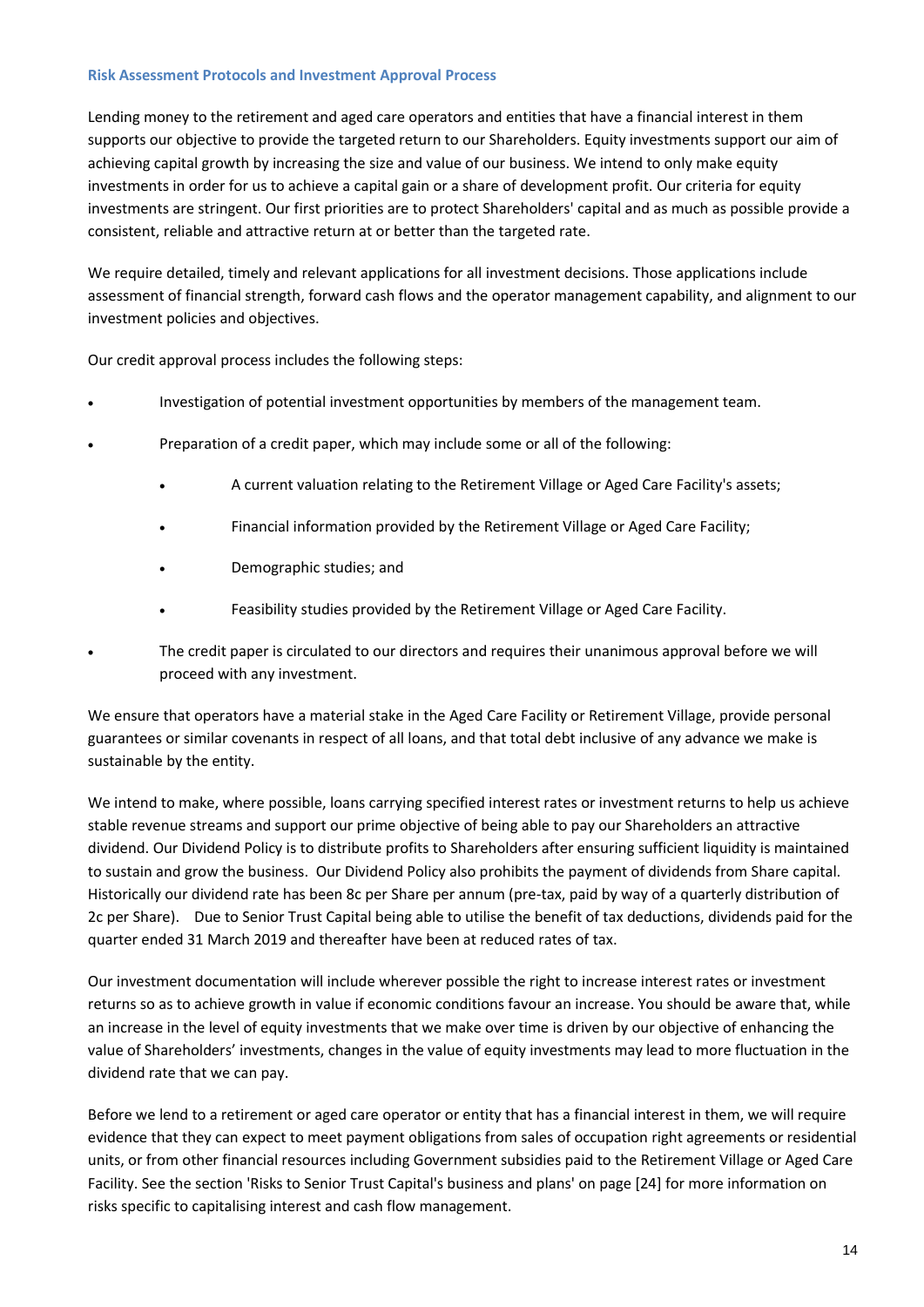### Risk Assessment Protocols and Investment Approval Process

Lending money to the retirement and aged care operators and entities that have a financial interest in them supports our objective to provide the targeted return to our Shareholders. Equity investments support our aim of achieving capital growth by increasing the size and value of our business. We intend to only make equity investments in order for us to achieve a capital gain or a share of development profit. Our criteria for equity investments are stringent. Our first priorities are to protect Shareholders' capital and as much as possible provide a consistent, reliable and attractive return at or better than the targeted rate.

We require detailed, timely and relevant applications for all investment decisions. Those applications include assessment of financial strength, forward cash flows and the operator management capability, and alignment to our investment policies and objectives.

Our credit approval process includes the following steps:

- Investigation of potential investment opportunities by members of the management team.
- Preparation of a credit paper, which may include some or all of the following:
  - A current valuation relating to the Retirement Village or Aged Care Facility's assets;
  - Financial information provided by the Retirement Village or Aged Care Facility;
  - Demographic studies; and
  - Feasibility studies provided by the Retirement Village or Aged Care Facility.
- The credit paper is circulated to our directors and requires their unanimous approval before we will proceed with any investment.

We ensure that operators have a material stake in the Aged Care Facility or Retirement Village, provide personal guarantees or similar covenants in respect of all loans, and that total debt inclusive of any advance we make is sustainable by the entity.

We intend to make, where possible, loans carrying specified interest rates or investment returns to help us achieve stable revenue streams and support our prime objective of being able to pay our Shareholders an attractive dividend. Our Dividend Policy is to distribute profits to Shareholders after ensuring sufficient liquidity is maintained to sustain and grow the business. Our Dividend Policy also prohibits the payment of dividends from Share capital. Historically our dividend rate has been 8c per Share per annum (pre-tax, paid by way of a quarterly distribution of 2c per Share). Due to Senior Trust Capital being able to utilise the benefit of tax deductions, dividends paid for the quarter ended 31 March 2019 and thereafter have been at reduced rates of tax.

Our investment documentation will include wherever possible the right to increase interest rates or investment returns so as to achieve growth in value if economic conditions favour an increase. You should be aware that, while an increase in the level of equity investments that we make over time is driven by our objective of enhancing the value of Shareholders' investments, changes in the value of equity investments may lead to more fluctuation in the dividend rate that we can pay.

Before we lend to a retirement or aged care operator or entity that has a financial interest in them, we will require evidence that they can expect to meet payment obligations from sales of occupation right agreements or residential units, or from other financial resources including Government subsidies paid to the Retirement Village or Aged Care Facility. See the section 'Risks to Senior Trust Capital's business and plans' on page [24] for more information on risks specific to capitalising interest and cash flow management.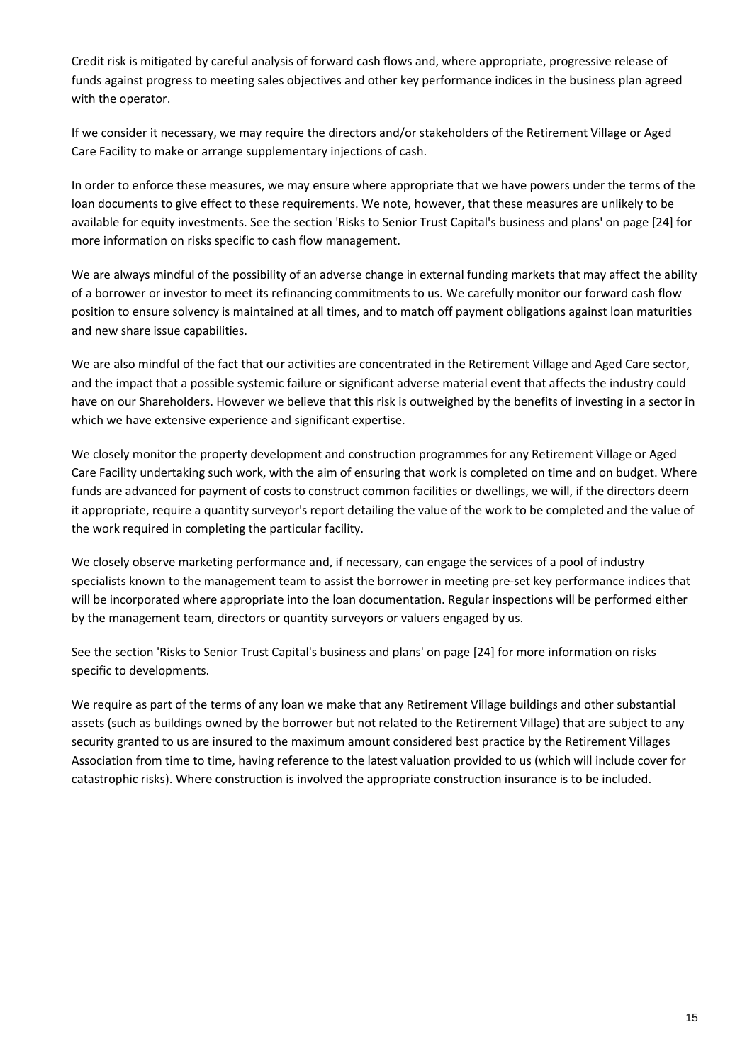Credit risk is mitigated by careful analysis of forward cash flows and, where appropriate, progressive release of funds against progress to meeting sales objectives and other key performance indices in the business plan agreed with the operator.

If we consider it necessary, we may require the directors and/or stakeholders of the Retirement Village or Aged Care Facility to make or arrange supplementary injections of cash.

In order to enforce these measures, we may ensure where appropriate that we have powers under the terms of the loan documents to give effect to these requirements. We note, however, that these measures are unlikely to be available for equity investments. See the section 'Risks to Senior Trust Capital's business and plans' on page [24] for more information on risks specific to cash flow management.

We are always mindful of the possibility of an adverse change in external funding markets that may affect the ability of a borrower or investor to meet its refinancing commitments to us. We carefully monitor our forward cash flow position to ensure solvency is maintained at all times, and to match off payment obligations against loan maturities and new share issue capabilities.

We are also mindful of the fact that our activities are concentrated in the Retirement Village and Aged Care sector, and the impact that a possible systemic failure or significant adverse material event that affects the industry could have on our Shareholders. However we believe that this risk is outweighed by the benefits of investing in a sector in which we have extensive experience and significant expertise.

We closely monitor the property development and construction programmes for any Retirement Village or Aged Care Facility undertaking such work, with the aim of ensuring that work is completed on time and on budget. Where funds are advanced for payment of costs to construct common facilities or dwellings, we will, if the directors deem it appropriate, require a quantity surveyor's report detailing the value of the work to be completed and the value of the work required in completing the particular facility.

We closely observe marketing performance and, if necessary, can engage the services of a pool of industry specialists known to the management team to assist the borrower in meeting pre-set key performance indices that will be incorporated where appropriate into the loan documentation. Regular inspections will be performed either by the management team, directors or quantity surveyors or valuers engaged by us.

See the section 'Risks to Senior Trust Capital's business and plans' on page [24] for more information on risks specific to developments.

We require as part of the terms of any loan we make that any Retirement Village buildings and other substantial assets (such as buildings owned by the borrower but not related to the Retirement Village) that are subject to any security granted to us are insured to the maximum amount considered best practice by the Retirement Villages Association from time to time, having reference to the latest valuation provided to us (which will include cover for catastrophic risks). Where construction is involved the appropriate construction insurance is to be included.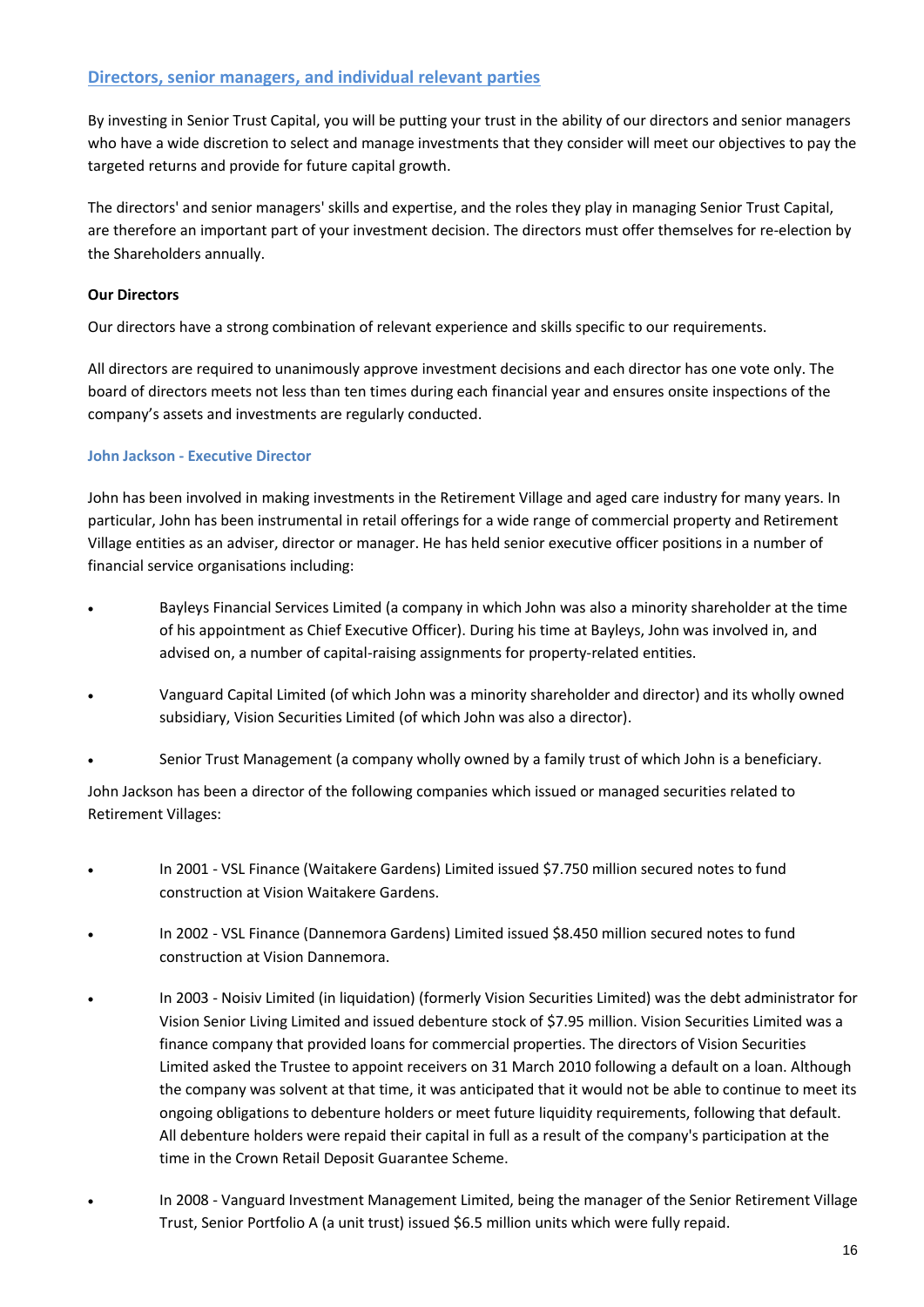## Directors, senior managers, and individual relevant parties

By investing in Senior Trust Capital, you will be putting your trust in the ability of our directors and senior managers who have a wide discretion to select and manage investments that they consider will meet our objectives to pay the targeted returns and provide for future capital growth.

The directors' and senior managers' skills and expertise, and the roles they play in managing Senior Trust Capital, are therefore an important part of your investment decision. The directors must offer themselves for re-election by the Shareholders annually.

**Our Directors**

Our directors have a strong combination of relevant experience and skills specific to our requirements.

All directors are required to unanimously approve investment decisions and each director has one vote only. The board of directors meets not less than ten times during each financial year and ensures onsite inspections of the company's assets and investments are regularly conducted.

### John Jackson - Executive Director

John has been involved in making investments in the Retirement Village and aged care industry for many years. In particular, John has been instrumental in retail offerings for a wide range of commercial property and Retirement Village entities as an adviser, director or manager. He has held senior executive officer positions in a number of financial service organisations including:

- Bayleys Financial Services Limited (a company in which John was also a minority shareholder at the time of his appointment as Chief Executive Officer). During his time at Bayleys, John was involved in, and advised on, a number of capital-raising assignments for property-related entities.
- Vanguard Capital Limited (of which John was a minority shareholder and director) and its wholly owned subsidiary, Vision Securities Limited (of which John was also a director).
- Senior Trust Management (a company wholly owned by a family trust of which John is a beneficiary.

John Jackson has been a director of the following companies which issued or managed securities related to Retirement Villages:

- In 2001 - VSL Finance (Waitakere Gardens) Limited issued $7.750 million secured notes to fund construction at Vision Waitakere Gardens.
- In 2002 - VSL Finance (Dannemora Gardens) Limited issued $8.450 million secured notes to fund construction at Vision Dannemora.
- In 2003 - Noisiv Limited (in liquidation) (formerly Vision Securities Limited) was the debt administrator for Vision Senior Living Limited and issued debenture stock of $7.95 million. Vision Securities Limited was a finance company that provided loans for commercial properties. The directors of Vision Securities Limited asked the Trustee to appoint receivers on 31 March 2010 following a default on a loan. Although the company was solvent at that time, it was anticipated that it would not be able to continue to meet its ongoing obligations to debenture holders or meet future liquidity requirements, following that default. All debenture holders were repaid their capital in full as a result of the company's participation at the time in the Crown Retail Deposit Guarantee Scheme.
- In 2008 - Vanguard Investment Management Limited, being the manager of the Senior Retirement Village Trust, Senior Portfolio A (a unit trust) issued $6.5 million units which were fully repaid.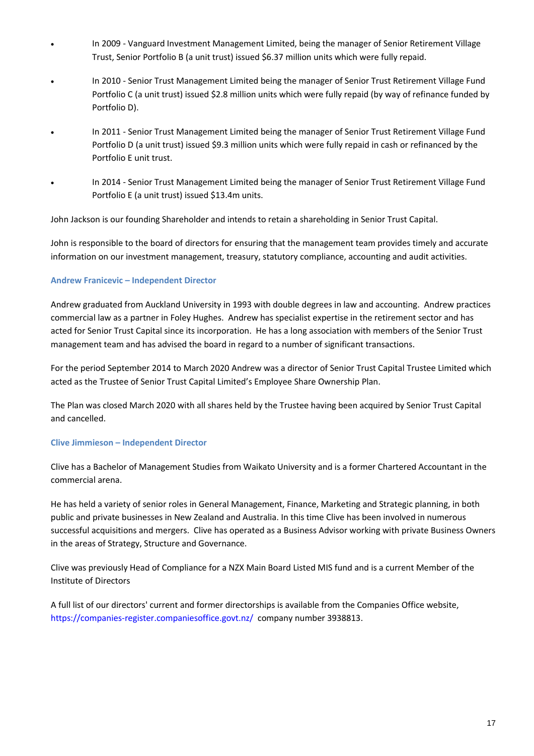- In 2009 - Vanguard Investment Management Limited, being the manager of Senior Retirement Village Trust, Senior Portfolio B (a unit trust) issued $6.37 million units which were fully repaid.
- In 2010 - Senior Trust Management Limited being the manager of Senior Trust Retirement Village Fund Portfolio C (a unit trust) issued $2.8 million units which were fully repaid (by way of refinance funded by Portfolio D).
- In 2011 - Senior Trust Management Limited being the manager of Senior Trust Retirement Village Fund Portfolio D (a unit trust) issued $9.3 million units which were fully repaid in cash or refinanced by the Portfolio E unit trust.
- In 2014 - Senior Trust Management Limited being the manager of Senior Trust Retirement Village Fund Portfolio E (a unit trust) issued $13.4m units.

John Jackson is our founding Shareholder and intends to retain a shareholding in Senior Trust Capital.

John is responsible to the board of directors for ensuring that the management team provides timely and accurate information on our investment management, treasury, statutory compliance, accounting and audit activities.

### Andrew Franicevic – Independent Director

Andrew graduated from Auckland University in 1993 with double degrees in law and accounting. Andrew practices commercial law as a partner in Foley Hughes. Andrew has specialist expertise in the retirement sector and has acted for Senior Trust Capital since its incorporation. He has a long association with members of the Senior Trust management team and has advised the board in regard to a number of significant transactions.

For the period September 2014 to March 2020 Andrew was a director of Senior Trust Capital Trustee Limited which acted as the Trustee of Senior Trust Capital Limited's Employee Share Ownership Plan.

The Plan was closed March 2020 with all shares held by the Trustee having been acquired by Senior Trust Capital and cancelled.

### Clive Jimmieson – Independent Director

Clive has a Bachelor of Management Studies from Waikato University and is a former Chartered Accountant in the commercial arena.

He has held a variety of senior roles in General Management, Finance, Marketing and Strategic planning, in both public and private businesses in New Zealand and Australia. In this time Clive has been involved in numerous successful acquisitions and mergers. Clive has operated as a Business Advisor working with private Business Owners in the areas of Strategy, Structure and Governance.

Clive was previously Head of Compliance for a NZX Main Board Listed MIS fund and is a current Member of the Institute of Directors

A full list of our directors' current and former directorships is available from the Companies Office website, https://companies-register.companiesoffice.govt.nz/ company number 3938813.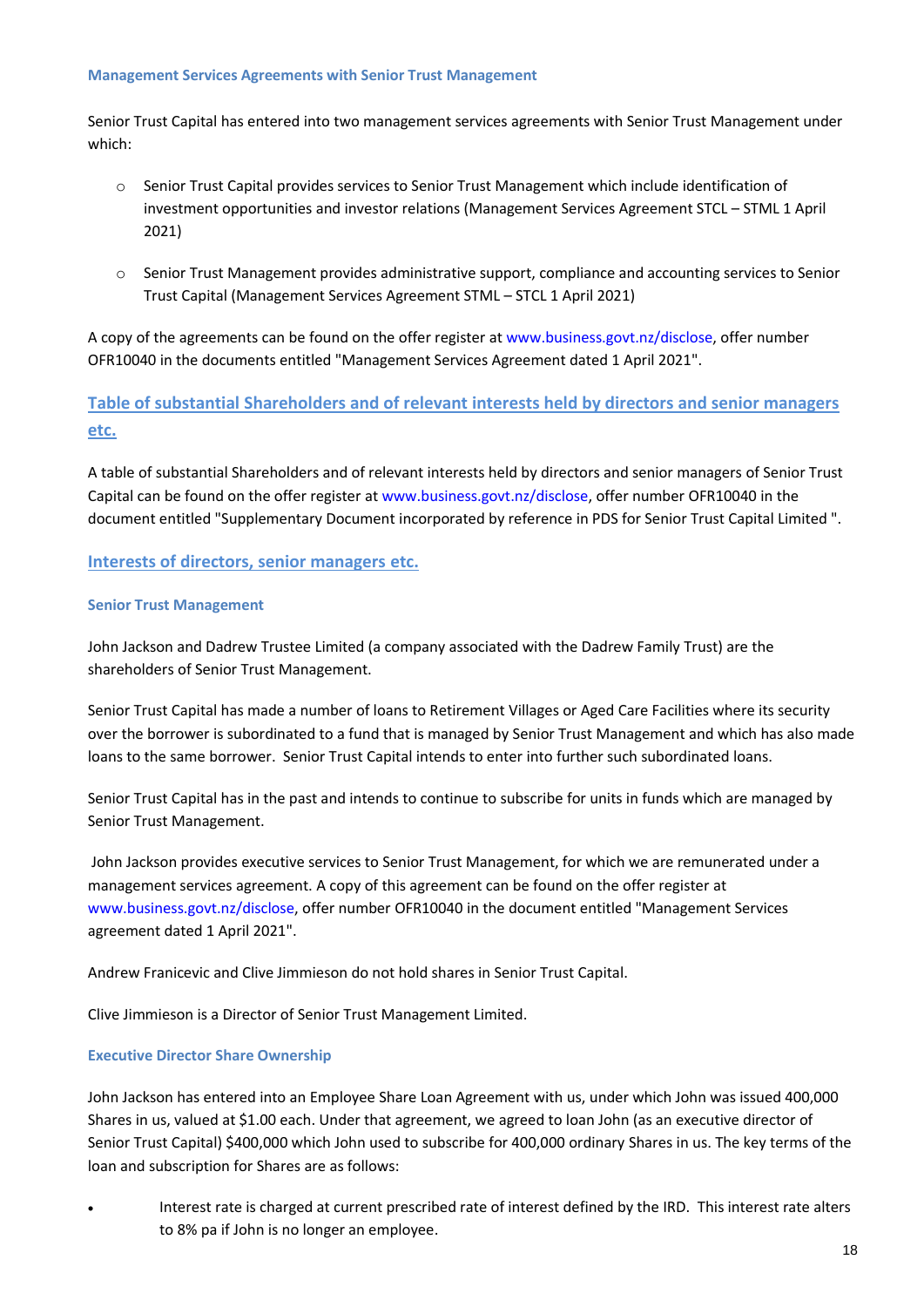### Management Services Agreements with Senior Trust Management

Senior Trust Capital has entered into two management services agreements with Senior Trust Management under which:

- Senior Trust Capital provides services to Senior Trust Management which include identification of investment opportunities and investor relations (Management Services Agreement STCL – STML 1 April 2021)
- Senior Trust Management provides administrative support, compliance and accounting services to Senior Trust Capital (Management Services Agreement STML – STCL 1 April 2021)

A copy of the agreements can be found on the offer register at www.business.govt.nz/disclose, offer number OFR10040 in the documents entitled "Management Services Agreement dated 1 April 2021".

## Table of substantial Shareholders and of relevant interests held by directors and senior managers etc.

A table of substantial Shareholders and of relevant interests held by directors and senior managers of Senior Trust Capital can be found on the offer register at www.business.govt.nz/disclose, offer number OFR10040 in the document entitled "Supplementary Document incorporated by reference in PDS for Senior Trust Capital Limited ".

## Interests of directors, senior managers etc.

### Senior Trust Management

John Jackson and Dadrew Trustee Limited (a company associated with the Dadrew Family Trust) are the shareholders of Senior Trust Management.

Senior Trust Capital has made a number of loans to Retirement Villages or Aged Care Facilities where its security over the borrower is subordinated to a fund that is managed by Senior Trust Management and which has also made loans to the same borrower. Senior Trust Capital intends to enter into further such subordinated loans.

Senior Trust Capital has in the past and intends to continue to subscribe for units in funds which are managed by Senior Trust Management.

John Jackson provides executive services to Senior Trust Management, for which we are remunerated under a management services agreement. A copy of this agreement can be found on the offer register at www.business.govt.nz/disclose, offer number OFR10040 in the document entitled "Management Services agreement dated 1 April 2021".

Andrew Franicevic and Clive Jimmieson do not hold shares in Senior Trust Capital.

Clive Jimmieson is a Director of Senior Trust Management Limited.

### Executive Director Share Ownership

John Jackson has entered into an Employee Share Loan Agreement with us, under which John was issued 400,000 Shares in us, valued at $1.00 each. Under that agreement, we agreed to loan John (as an executive director of Senior Trust Capital) $400,000 which John used to subscribe for 400,000 ordinary Shares in us. The key terms of the loan and subscription for Shares are as follows:

- Interest rate is charged at current prescribed rate of interest defined by the IRD. This interest rate alters to 8% pa if John is no longer an employee.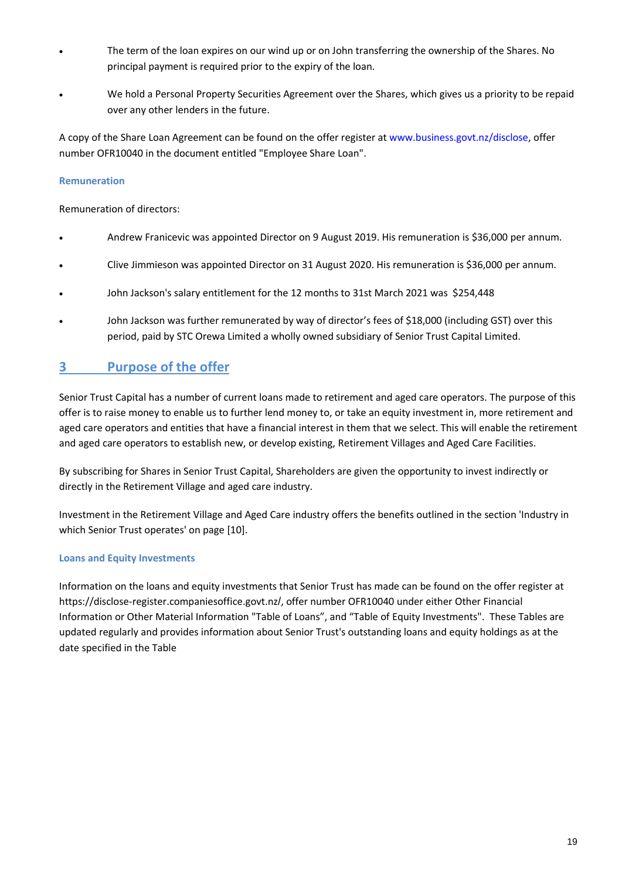- The term of the loan expires on our wind up or on John transferring the ownership of the Shares. No principal payment is required prior to the expiry of the loan.
- We hold a Personal Property Securities Agreement over the Shares, which gives us a priority to be repaid over any other lenders in the future.

A copy of the Share Loan Agreement can be found on the offer register at www.business.govt.nz/disclose, offer number OFR10040 in the document entitled "Employee Share Loan".

### Remuneration

Remuneration of directors:

- Andrew Franicevic was appointed Director on 9 August 2019. His remuneration is $36,000 per annum.
- Clive Jimmieson was appointed Director on 31 August 2020. His remuneration is $36,000 per annum.
- John Jackson's salary entitlement for the 12 months to 31st March 2021 was $254,448
- John Jackson was further remunerated by way of director's fees of $18,000 (including GST) over this period, paid by STC Orewa Limited a wholly owned subsidiary of Senior Trust Capital Limited.

## 3 Purpose of the offer

Senior Trust Capital has a number of current loans made to retirement and aged care operators. The purpose of this offer is to raise money to enable us to further lend money to, or take an equity investment in, more retirement and aged care operators and entities that have a financial interest in them that we select. This will enable the retirement and aged care operators to establish new, or develop existing, Retirement Villages and Aged Care Facilities.

By subscribing for Shares in Senior Trust Capital, Shareholders are given the opportunity to invest indirectly or directly in the Retirement Village and aged care industry.

Investment in the Retirement Village and Aged Care industry offers the benefits outlined in the section 'Industry in which Senior Trust operates' on page [10].

### Loans and Equity Investments

Information on the loans and equity investments that Senior Trust has made can be found on the offer register at https://disclose-register.companiesoffice.govt.nz/, offer number OFR10040 under either Other Financial Information or Other Material Information "Table of Loans", and "Table of Equity Investments". These Tables are updated regularly and provides information about Senior Trust's outstanding loans and equity holdings as at the date specified in the Table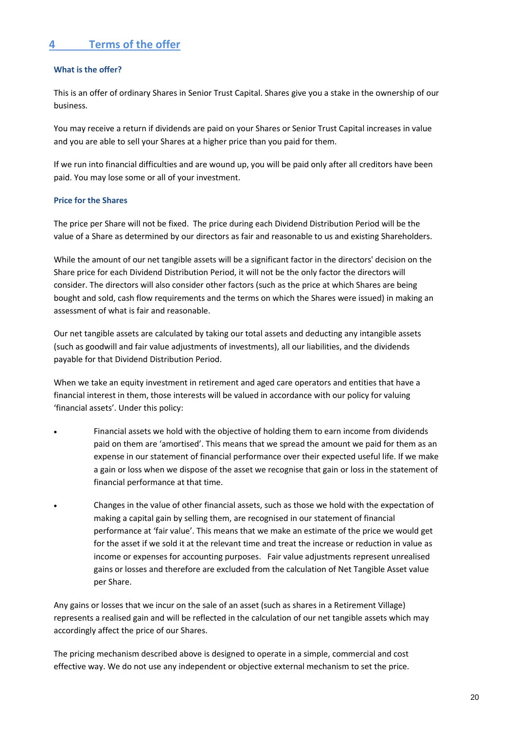## 4 Terms of the offer

### What is the offer?

This is an offer of ordinary Shares in Senior Trust Capital. Shares give you a stake in the ownership of our business.

You may receive a return if dividends are paid on your Shares or Senior Trust Capital increases in value and you are able to sell your Shares at a higher price than you paid for them.

If we run into financial difficulties and are wound up, you will be paid only after all creditors have been paid. You may lose some or all of your investment.

### Price for the Shares

The price per Share will not be fixed. The price during each Dividend Distribution Period will be the value of a Share as determined by our directors as fair and reasonable to us and existing Shareholders.

While the amount of our net tangible assets will be a significant factor in the directors' decision on the Share price for each Dividend Distribution Period, it will not be the only factor the directors will consider. The directors will also consider other factors (such as the price at which Shares are being bought and sold, cash flow requirements and the terms on which the Shares were issued) in making an assessment of what is fair and reasonable.

Our net tangible assets are calculated by taking our total assets and deducting any intangible assets (such as goodwill and fair value adjustments of investments), all our liabilities, and the dividends payable for that Dividend Distribution Period.

When we take an equity investment in retirement and aged care operators and entities that have a financial interest in them, those interests will be valued in accordance with our policy for valuing 'financial assets'. Under this policy:

- Financial assets we hold with the objective of holding them to earn income from dividends paid on them are 'amortised'. This means that we spread the amount we paid for them as an expense in our statement of financial performance over their expected useful life. If we make a gain or loss when we dispose of the asset we recognise that gain or loss in the statement of financial performance at that time.
- Changes in the value of other financial assets, such as those we hold with the expectation of making a capital gain by selling them, are recognised in our statement of financial performance at 'fair value'. This means that we make an estimate of the price we would get for the asset if we sold it at the relevant time and treat the increase or reduction in value as income or expenses for accounting purposes. Fair value adjustments represent unrealised gains or losses and therefore are excluded from the calculation of Net Tangible Asset value per Share.

Any gains or losses that we incur on the sale of an asset (such as shares in a Retirement Village) represents a realised gain and will be reflected in the calculation of our net tangible assets which may accordingly affect the price of our Shares.

The pricing mechanism described above is designed to operate in a simple, commercial and cost effective way. We do not use any independent or objective external mechanism to set the price.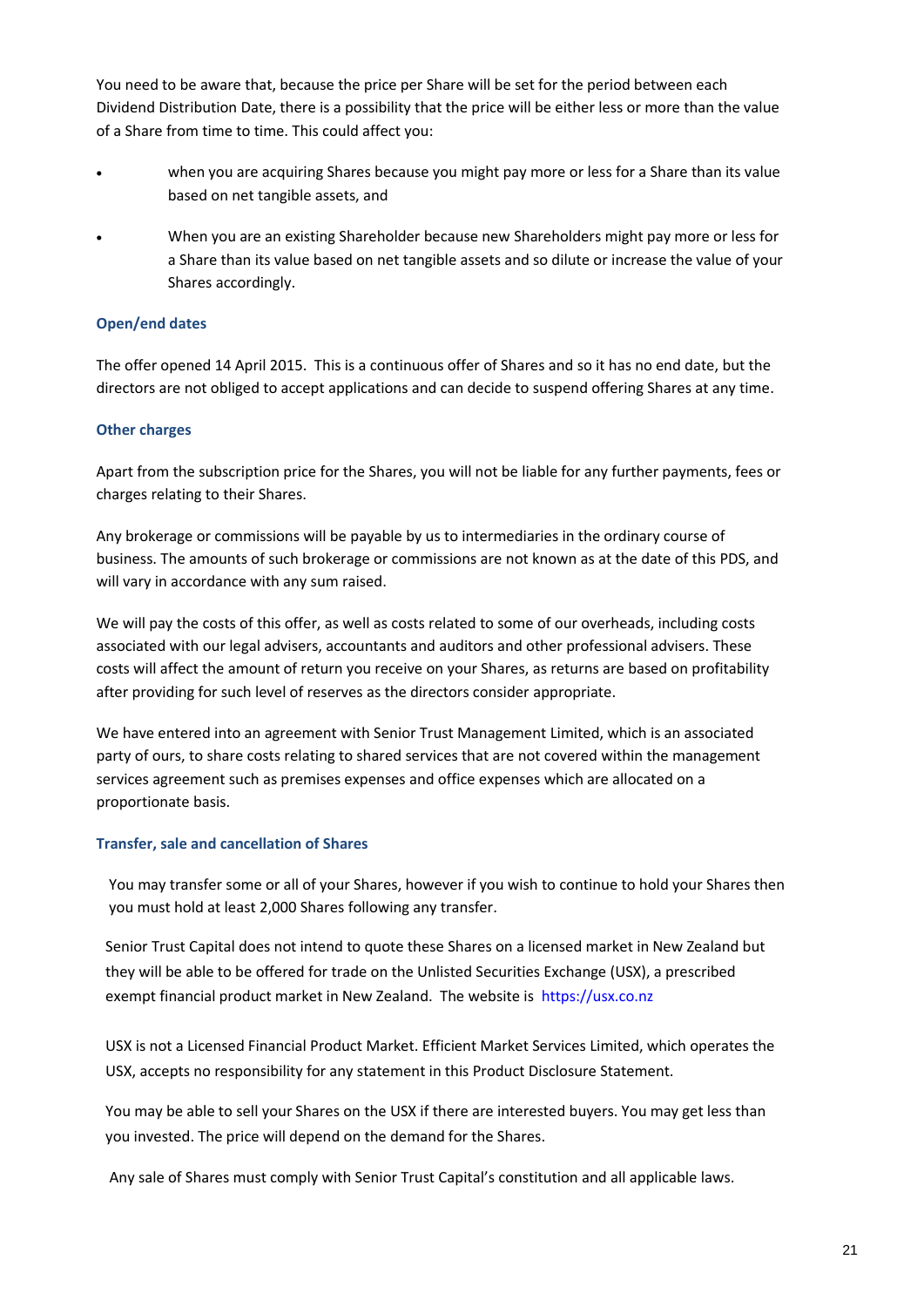You need to be aware that, because the price per Share will be set for the period between each Dividend Distribution Date, there is a possibility that the price will be either less or more than the value of a Share from time to time. This could affect you:

- when you are acquiring Shares because you might pay more or less for a Share than its value based on net tangible assets, and
- When you are an existing Shareholder because new Shareholders might pay more or less for a Share than its value based on net tangible assets and so dilute or increase the value of your Shares accordingly.

### Open/end dates

The offer opened 14 April 2015. This is a continuous offer of Shares and so it has no end date, but the directors are not obliged to accept applications and can decide to suspend offering Shares at any time.

### Other charges

Apart from the subscription price for the Shares, you will not be liable for any further payments, fees or charges relating to their Shares.

Any brokerage or commissions will be payable by us to intermediaries in the ordinary course of business. The amounts of such brokerage or commissions are not known as at the date of this PDS, and will vary in accordance with any sum raised.

We will pay the costs of this offer, as well as costs related to some of our overheads, including costs associated with our legal advisers, accountants and auditors and other professional advisers. These costs will affect the amount of return you receive on your Shares, as returns are based on profitability after providing for such level of reserves as the directors consider appropriate.

We have entered into an agreement with Senior Trust Management Limited, which is an associated party of ours, to share costs relating to shared services that are not covered within the management services agreement such as premises expenses and office expenses which are allocated on a proportionate basis.

### Transfer, sale and cancellation of Shares

You may transfer some or all of your Shares, however if you wish to continue to hold your Shares then you must hold at least 2,000 Shares following any transfer.

Senior Trust Capital does not intend to quote these Shares on a licensed market in New Zealand but they will be able to be offered for trade on the Unlisted Securities Exchange (USX), a prescribed exempt financial product market in New Zealand. The website is https://usx.co.nz

USX is not a Licensed Financial Product Market. Efficient Market Services Limited, which operates the USX, accepts no responsibility for any statement in this Product Disclosure Statement.

You may be able to sell your Shares on the USX if there are interested buyers. You may get less than you invested. The price will depend on the demand for the Shares.

Any sale of Shares must comply with Senior Trust Capital's constitution and all applicable laws.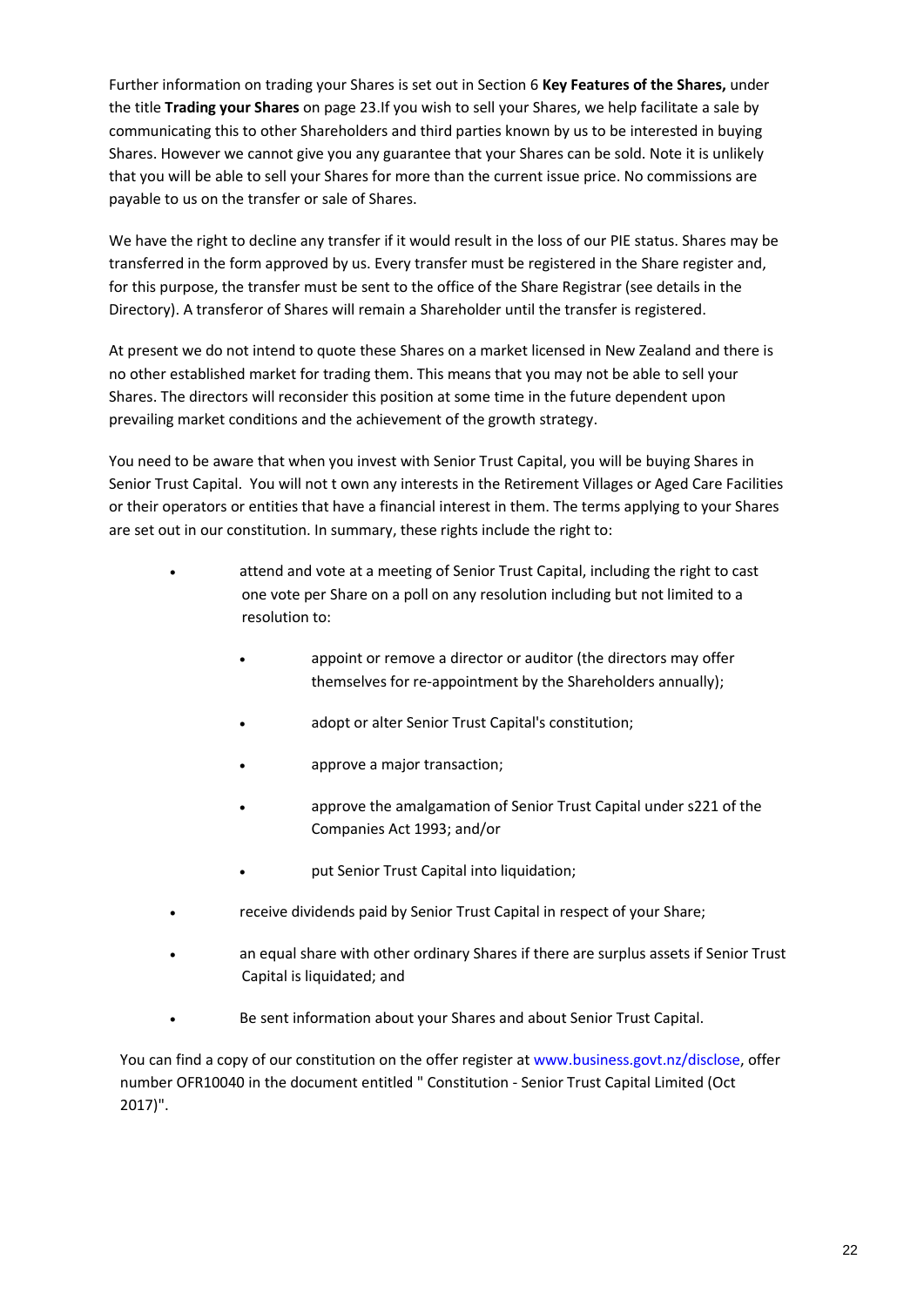Further information on trading your Shares is set out in Section 6 **Key Features of the Shares,** under the title **Trading your Shares** on page 23.If you wish to sell your Shares, we help facilitate a sale by communicating this to other Shareholders and third parties known by us to be interested in buying Shares. However we cannot give you any guarantee that your Shares can be sold. Note it is unlikely that you will be able to sell your Shares for more than the current issue price. No commissions are payable to us on the transfer or sale of Shares.

We have the right to decline any transfer if it would result in the loss of our PIE status. Shares may be transferred in the form approved by us. Every transfer must be registered in the Share register and, for this purpose, the transfer must be sent to the office of the Share Registrar (see details in the Directory). A transferor of Shares will remain a Shareholder until the transfer is registered.

At present we do not intend to quote these Shares on a market licensed in New Zealand and there is no other established market for trading them. This means that you may not be able to sell your Shares. The directors will reconsider this position at some time in the future dependent upon prevailing market conditions and the achievement of the growth strategy.

You need to be aware that when you invest with Senior Trust Capital, you will be buying Shares in Senior Trust Capital. You will not t own any interests in the Retirement Villages or Aged Care Facilities or their operators or entities that have a financial interest in them. The terms applying to your Shares are set out in our constitution. In summary, these rights include the right to:

- attend and vote at a meeting of Senior Trust Capital, including the right to cast one vote per Share on a poll on any resolution including but not limited to a resolution to:
  - appoint or remove a director or auditor (the directors may offer themselves for re-appointment by the Shareholders annually);
  - adopt or alter Senior Trust Capital's constitution;
  - approve a major transaction;
  - approve the amalgamation of Senior Trust Capital under s221 of the Companies Act 1993; and/or
  - put Senior Trust Capital into liquidation;
- receive dividends paid by Senior Trust Capital in respect of your Share;
- an equal share with other ordinary Shares if there are surplus assets if Senior Trust Capital is liquidated; and
- Be sent information about your Shares and about Senior Trust Capital.

You can find a copy of our constitution on the offer register at www.business.govt.nz/disclose, offer number OFR10040 in the document entitled " Constitution - Senior Trust Capital Limited (Oct 2017)".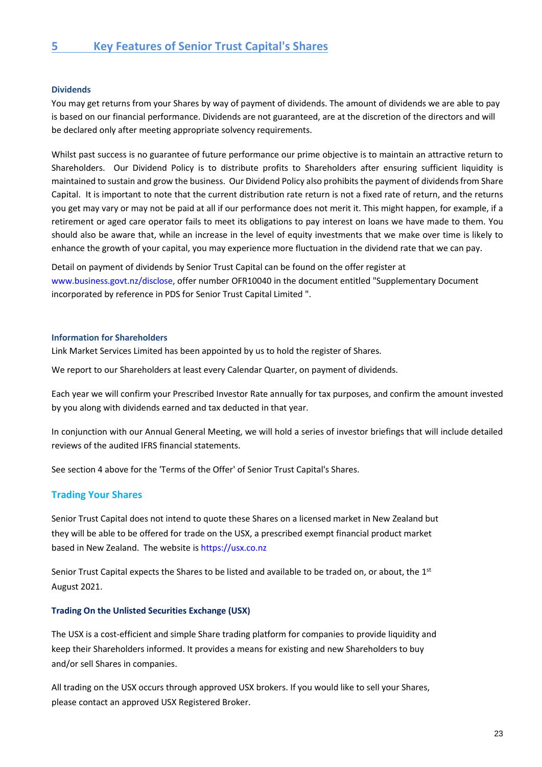# 5 Key Features of Senior Trust Capital's Shares

### Dividends

You may get returns from your Shares by way of payment of dividends. The amount of dividends we are able to pay is based on our financial performance. Dividends are not guaranteed, are at the discretion of the directors and will be declared only after meeting appropriate solvency requirements.

Whilst past success is no guarantee of future performance our prime objective is to maintain an attractive return to Shareholders. Our Dividend Policy is to distribute profits to Shareholders after ensuring sufficient liquidity is maintained to sustain and grow the business. Our Dividend Policy also prohibits the payment of dividends from Share Capital. It is important to note that the current distribution rate return is not a fixed rate of return, and the returns you get may vary or may not be paid at all if our performance does not merit it. This might happen, for example, if a retirement or aged care operator fails to meet its obligations to pay interest on loans we have made to them. You should also be aware that, while an increase in the level of equity investments that we make over time is likely to enhance the growth of your capital, you may experience more fluctuation in the dividend rate that we can pay.

Detail on payment of dividends by Senior Trust Capital can be found on the offer register at www.business.govt.nz/disclose, offer number OFR10040 in the document entitled "Supplementary Document incorporated by reference in PDS for Senior Trust Capital Limited ".

### Information for Shareholders

Link Market Services Limited has been appointed by us to hold the register of Shares.

We report to our Shareholders at least every Calendar Quarter, on payment of dividends.

Each year we will confirm your Prescribed Investor Rate annually for tax purposes, and confirm the amount invested by you along with dividends earned and tax deducted in that year.

In conjunction with our Annual General Meeting, we will hold a series of investor briefings that will include detailed reviews of the audited IFRS financial statements.

See section 4 above for the 'Terms of the Offer' of Senior Trust Capital's Shares.

## Trading Your Shares

Senior Trust Capital does not intend to quote these Shares on a licensed market in New Zealand but they will be able to be offered for trade on the USX, a prescribed exempt financial product market based in New Zealand. The website is https://usx.co.nz

Senior Trust Capital expects the Shares to be listed and available to be traded on, or about, the 1st August 2021.

### Trading On the Unlisted Securities Exchange (USX)

The USX is a cost-efficient and simple Share trading platform for companies to provide liquidity and keep their Shareholders informed. It provides a means for existing and new Shareholders to buy and/or sell Shares in companies.

All trading on the USX occurs through approved USX brokers. If you would like to sell your Shares, please contact an approved USX Registered Broker.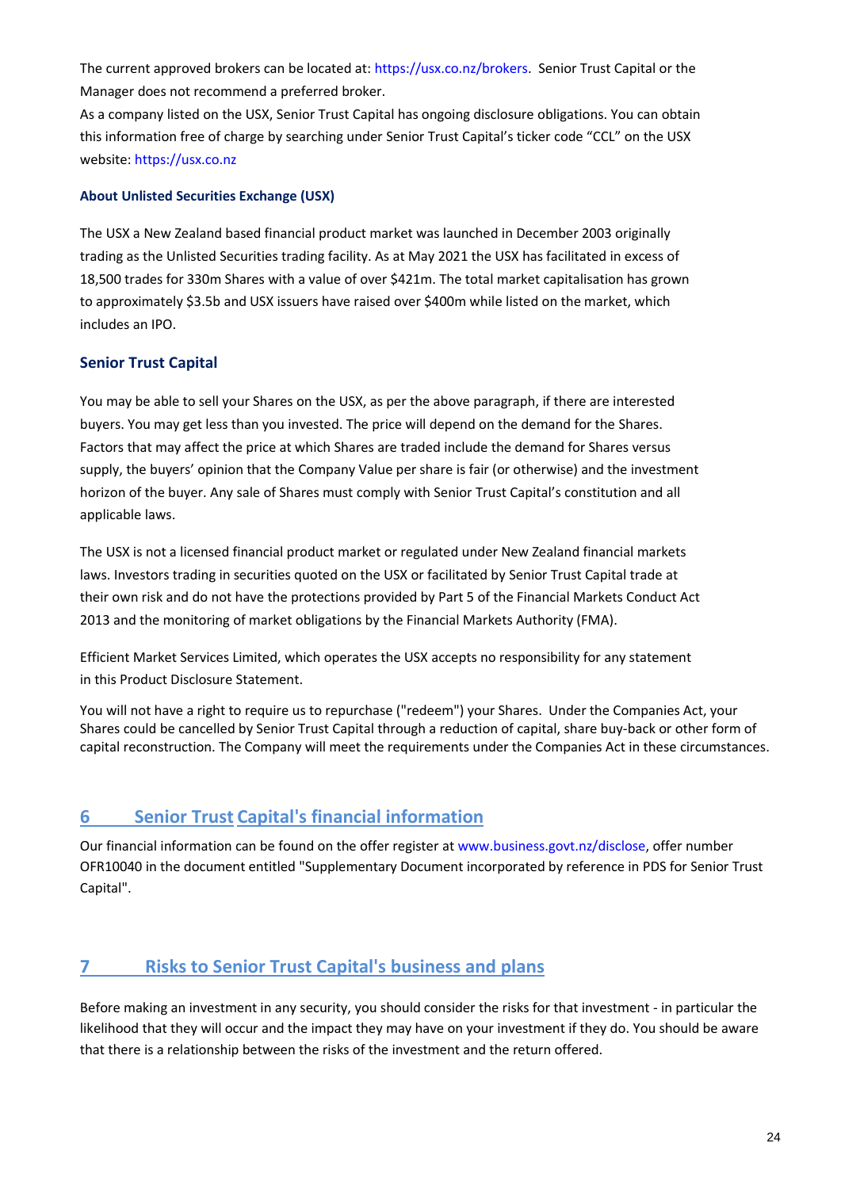The current approved brokers can be located at: https://usx.co.nz/brokers. Senior Trust Capital or the Manager does not recommend a preferred broker.

As a company listed on the USX, Senior Trust Capital has ongoing disclosure obligations. You can obtain this information free of charge by searching under Senior Trust Capital's ticker code "CCL" on the USX website: https://usx.co.nz

#### About Unlisted Securities Exchange (USX)

The USX a New Zealand based financial product market was launched in December 2003 originally trading as the Unlisted Securities trading facility. As at May 2021 the USX has facilitated in excess of 18,500 trades for 330m Shares with a value of over $421m. The total market capitalisation has grown to approximately $3.5b and USX issuers have raised over $400m while listed on the market, which includes an IPO.

### Senior Trust Capital

You may be able to sell your Shares on the USX, as per the above paragraph, if there are interested buyers. You may get less than you invested. The price will depend on the demand for the Shares. Factors that may affect the price at which Shares are traded include the demand for Shares versus supply, the buyers' opinion that the Company Value per share is fair (or otherwise) and the investment horizon of the buyer. Any sale of Shares must comply with Senior Trust Capital's constitution and all applicable laws.

The USX is not a licensed financial product market or regulated under New Zealand financial markets laws. Investors trading in securities quoted on the USX or facilitated by Senior Trust Capital trade at their own risk and do not have the protections provided by Part 5 of the Financial Markets Conduct Act 2013 and the monitoring of market obligations by the Financial Markets Authority (FMA).

Efficient Market Services Limited, which operates the USX accepts no responsibility for any statement in this Product Disclosure Statement.

You will not have a right to require us to repurchase ("redeem") your Shares. Under the Companies Act, your Shares could be cancelled by Senior Trust Capital through a reduction of capital, share buy-back or other form of capital reconstruction. The Company will meet the requirements under the Companies Act in these circumstances.

## 6 Senior Trust Capital's financial information

Our financial information can be found on the offer register at www.business.govt.nz/disclose, offer number OFR10040 in the document entitled "Supplementary Document incorporated by reference in PDS for Senior Trust Capital".

## 7 Risks to Senior Trust Capital's business and plans

Before making an investment in any security, you should consider the risks for that investment - in particular the likelihood that they will occur and the impact they may have on your investment if they do. You should be aware that there is a relationship between the risks of the investment and the return offered.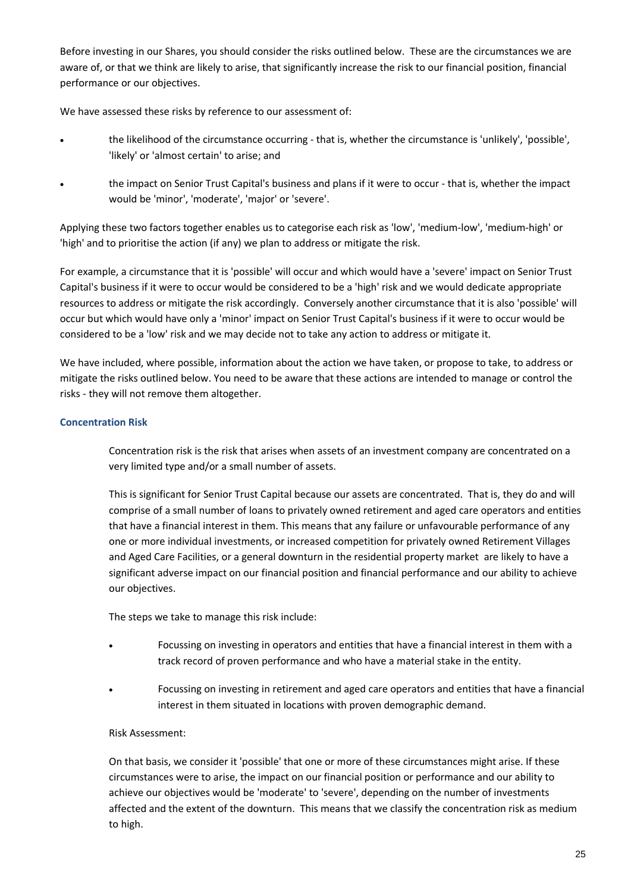Before investing in our Shares, you should consider the risks outlined below. These are the circumstances we are aware of, or that we think are likely to arise, that significantly increase the risk to our financial position, financial performance or our objectives.

We have assessed these risks by reference to our assessment of:

- the likelihood of the circumstance occurring - that is, whether the circumstance is 'unlikely', 'possible', 'likely' or 'almost certain' to arise; and
- the impact on Senior Trust Capital's business and plans if it were to occur - that is, whether the impact would be 'minor', 'moderate', 'major' or 'severe'.

Applying these two factors together enables us to categorise each risk as 'low', 'medium-low', 'medium-high' or 'high' and to prioritise the action (if any) we plan to address or mitigate the risk.

For example, a circumstance that it is 'possible' will occur and which would have a 'severe' impact on Senior Trust Capital's business if it were to occur would be considered to be a 'high' risk and we would dedicate appropriate resources to address or mitigate the risk accordingly. Conversely another circumstance that it is also 'possible' will occur but which would have only a 'minor' impact on Senior Trust Capital's business if it were to occur would be considered to be a 'low' risk and we may decide not to take any action to address or mitigate it.

We have included, where possible, information about the action we have taken, or propose to take, to address or mitigate the risks outlined below. You need to be aware that these actions are intended to manage or control the risks - they will not remove them altogether.

### Concentration Risk

Concentration risk is the risk that arises when assets of an investment company are concentrated on a very limited type and/or a small number of assets.

This is significant for Senior Trust Capital because our assets are concentrated. That is, they do and will comprise of a small number of loans to privately owned retirement and aged care operators and entities that have a financial interest in them. This means that any failure or unfavourable performance of any one or more individual investments, or increased competition for privately owned Retirement Villages and Aged Care Facilities, or a general downturn in the residential property market are likely to have a significant adverse impact on our financial position and financial performance and our ability to achieve our objectives.

The steps we take to manage this risk include:

- Focussing on investing in operators and entities that have a financial interest in them with a track record of proven performance and who have a material stake in the entity.
- Focussing on investing in retirement and aged care operators and entities that have a financial interest in them situated in locations with proven demographic demand.

Risk Assessment:

On that basis, we consider it 'possible' that one or more of these circumstances might arise. If these circumstances were to arise, the impact on our financial position or performance and our ability to achieve our objectives would be 'moderate' to 'severe', depending on the number of investments affected and the extent of the downturn. This means that we classify the concentration risk as medium to high.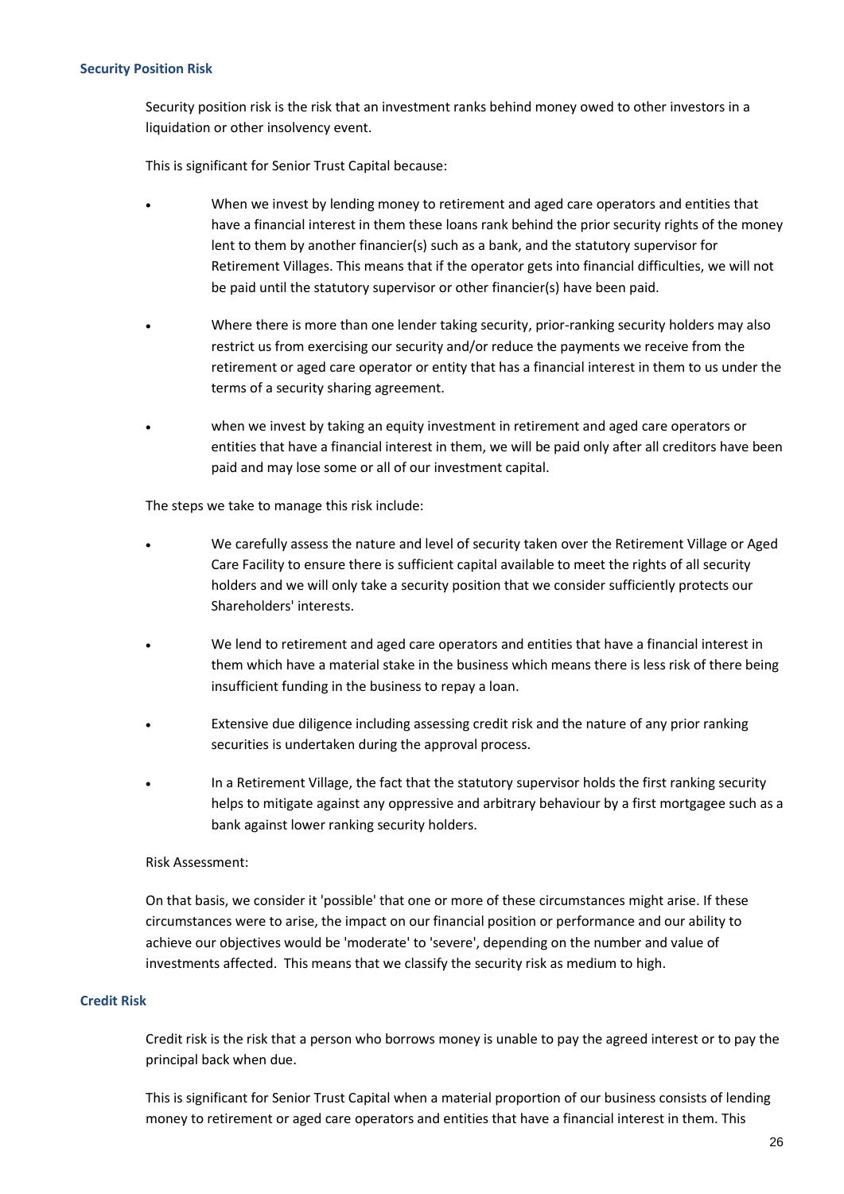### Security Position Risk

Security position risk is the risk that an investment ranks behind money owed to other investors in a liquidation or other insolvency event.

This is significant for Senior Trust Capital because:

- When we invest by lending money to retirement and aged care operators and entities that have a financial interest in them these loans rank behind the prior security rights of the money lent to them by another financier(s) such as a bank, and the statutory supervisor for Retirement Villages. This means that if the operator gets into financial difficulties, we will not be paid until the statutory supervisor or other financier(s) have been paid.
- Where there is more than one lender taking security, prior-ranking security holders may also restrict us from exercising our security and/or reduce the payments we receive from the retirement or aged care operator or entity that has a financial interest in them to us under the terms of a security sharing agreement.
- when we invest by taking an equity investment in retirement and aged care operators or entities that have a financial interest in them, we will be paid only after all creditors have been paid and may lose some or all of our investment capital.

The steps we take to manage this risk include:

- We carefully assess the nature and level of security taken over the Retirement Village or Aged Care Facility to ensure there is sufficient capital available to meet the rights of all security holders and we will only take a security position that we consider sufficiently protects our Shareholders' interests.
- We lend to retirement and aged care operators and entities that have a financial interest in them which have a material stake in the business which means there is less risk of there being insufficient funding in the business to repay a loan.
- Extensive due diligence including assessing credit risk and the nature of any prior ranking securities is undertaken during the approval process.
- In a Retirement Village, the fact that the statutory supervisor holds the first ranking security helps to mitigate against any oppressive and arbitrary behaviour by a first mortgagee such as a bank against lower ranking security holders.

Risk Assessment:

On that basis, we consider it 'possible' that one or more of these circumstances might arise. If these circumstances were to arise, the impact on our financial position or performance and our ability to achieve our objectives would be 'moderate' to 'severe', depending on the number and value of investments affected. This means that we classify the security risk as medium to high.

### Credit Risk

Credit risk is the risk that a person who borrows money is unable to pay the agreed interest or to pay the principal back when due.

This is significant for Senior Trust Capital when a material proportion of our business consists of lending money to retirement or aged care operators and entities that have a financial interest in them. This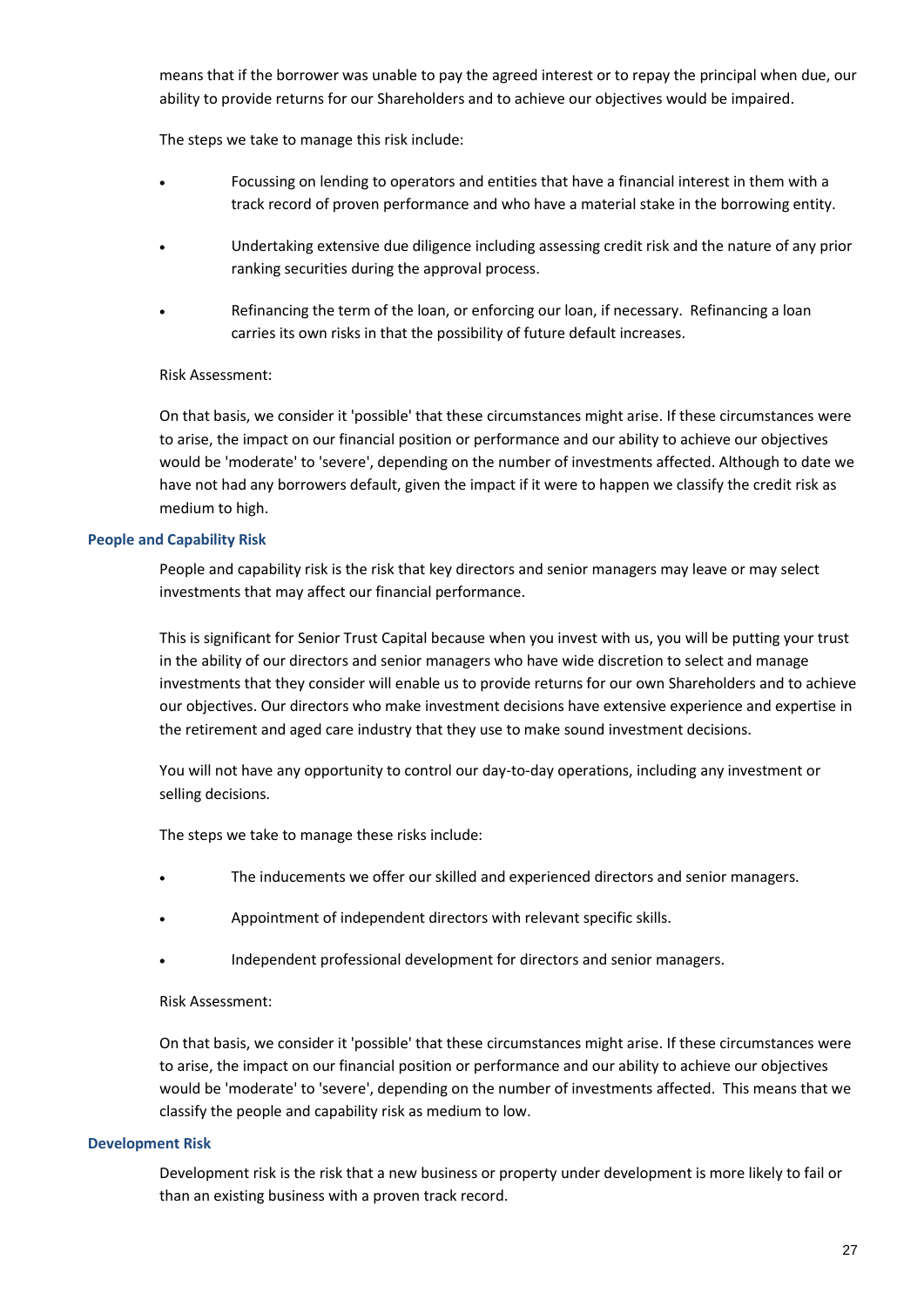means that if the borrower was unable to pay the agreed interest or to repay the principal when due, our ability to provide returns for our Shareholders and to achieve our objectives would be impaired.

The steps we take to manage this risk include:

- Focussing on lending to operators and entities that have a financial interest in them with a track record of proven performance and who have a material stake in the borrowing entity.
- Undertaking extensive due diligence including assessing credit risk and the nature of any prior ranking securities during the approval process.
- Refinancing the term of the loan, or enforcing our loan, if necessary. Refinancing a loan carries its own risks in that the possibility of future default increases.

Risk Assessment:

On that basis, we consider it 'possible' that these circumstances might arise. If these circumstances were to arise, the impact on our financial position or performance and our ability to achieve our objectives would be 'moderate' to 'severe', depending on the number of investments affected. Although to date we have not had any borrowers default, given the impact if it were to happen we classify the credit risk as medium to high.

### People and Capability Risk

People and capability risk is the risk that key directors and senior managers may leave or may select investments that may affect our financial performance.

This is significant for Senior Trust Capital because when you invest with us, you will be putting your trust in the ability of our directors and senior managers who have wide discretion to select and manage investments that they consider will enable us to provide returns for our own Shareholders and to achieve our objectives. Our directors who make investment decisions have extensive experience and expertise in the retirement and aged care industry that they use to make sound investment decisions.

You will not have any opportunity to control our day-to-day operations, including any investment or selling decisions.

The steps we take to manage these risks include:

- The inducements we offer our skilled and experienced directors and senior managers.
- Appointment of independent directors with relevant specific skills.
- Independent professional development for directors and senior managers.

Risk Assessment:

On that basis, we consider it 'possible' that these circumstances might arise. If these circumstances were to arise, the impact on our financial position or performance and our ability to achieve our objectives would be 'moderate' to 'severe', depending on the number of investments affected. This means that we classify the people and capability risk as medium to low.

### Development Risk

Development risk is the risk that a new business or property under development is more likely to fail or than an existing business with a proven track record.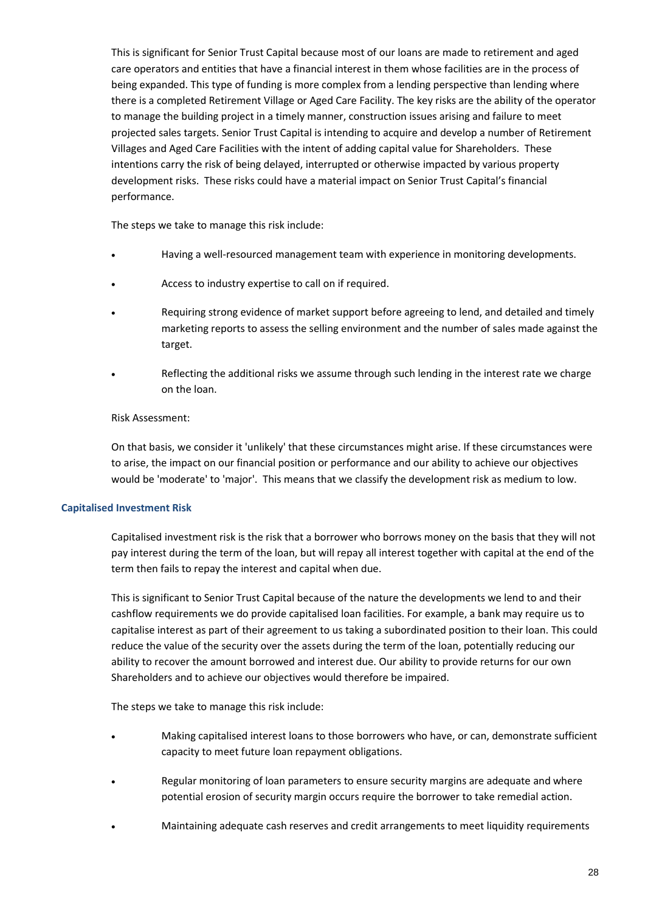This is significant for Senior Trust Capital because most of our loans are made to retirement and aged care operators and entities that have a financial interest in them whose facilities are in the process of being expanded. This type of funding is more complex from a lending perspective than lending where there is a completed Retirement Village or Aged Care Facility. The key risks are the ability of the operator to manage the building project in a timely manner, construction issues arising and failure to meet projected sales targets. Senior Trust Capital is intending to acquire and develop a number of Retirement Villages and Aged Care Facilities with the intent of adding capital value for Shareholders. These intentions carry the risk of being delayed, interrupted or otherwise impacted by various property development risks. These risks could have a material impact on Senior Trust Capital's financial performance.

The steps we take to manage this risk include:

- Having a well-resourced management team with experience in monitoring developments.
- Access to industry expertise to call on if required.
- Requiring strong evidence of market support before agreeing to lend, and detailed and timely marketing reports to assess the selling environment and the number of sales made against the target.
- Reflecting the additional risks we assume through such lending in the interest rate we charge on the loan.

Risk Assessment:

On that basis, we consider it 'unlikely' that these circumstances might arise. If these circumstances were to arise, the impact on our financial position or performance and our ability to achieve our objectives would be 'moderate' to 'major'. This means that we classify the development risk as medium to low.

### Capitalised Investment Risk

Capitalised investment risk is the risk that a borrower who borrows money on the basis that they will not pay interest during the term of the loan, but will repay all interest together with capital at the end of the term then fails to repay the interest and capital when due.

This is significant to Senior Trust Capital because of the nature the developments we lend to and their cashflow requirements we do provide capitalised loan facilities. For example, a bank may require us to capitalise interest as part of their agreement to us taking a subordinated position to their loan. This could reduce the value of the security over the assets during the term of the loan, potentially reducing our ability to recover the amount borrowed and interest due. Our ability to provide returns for our own Shareholders and to achieve our objectives would therefore be impaired.

The steps we take to manage this risk include:

- Making capitalised interest loans to those borrowers who have, or can, demonstrate sufficient capacity to meet future loan repayment obligations.
- Regular monitoring of loan parameters to ensure security margins are adequate and where potential erosion of security margin occurs require the borrower to take remedial action.
- Maintaining adequate cash reserves and credit arrangements to meet liquidity requirements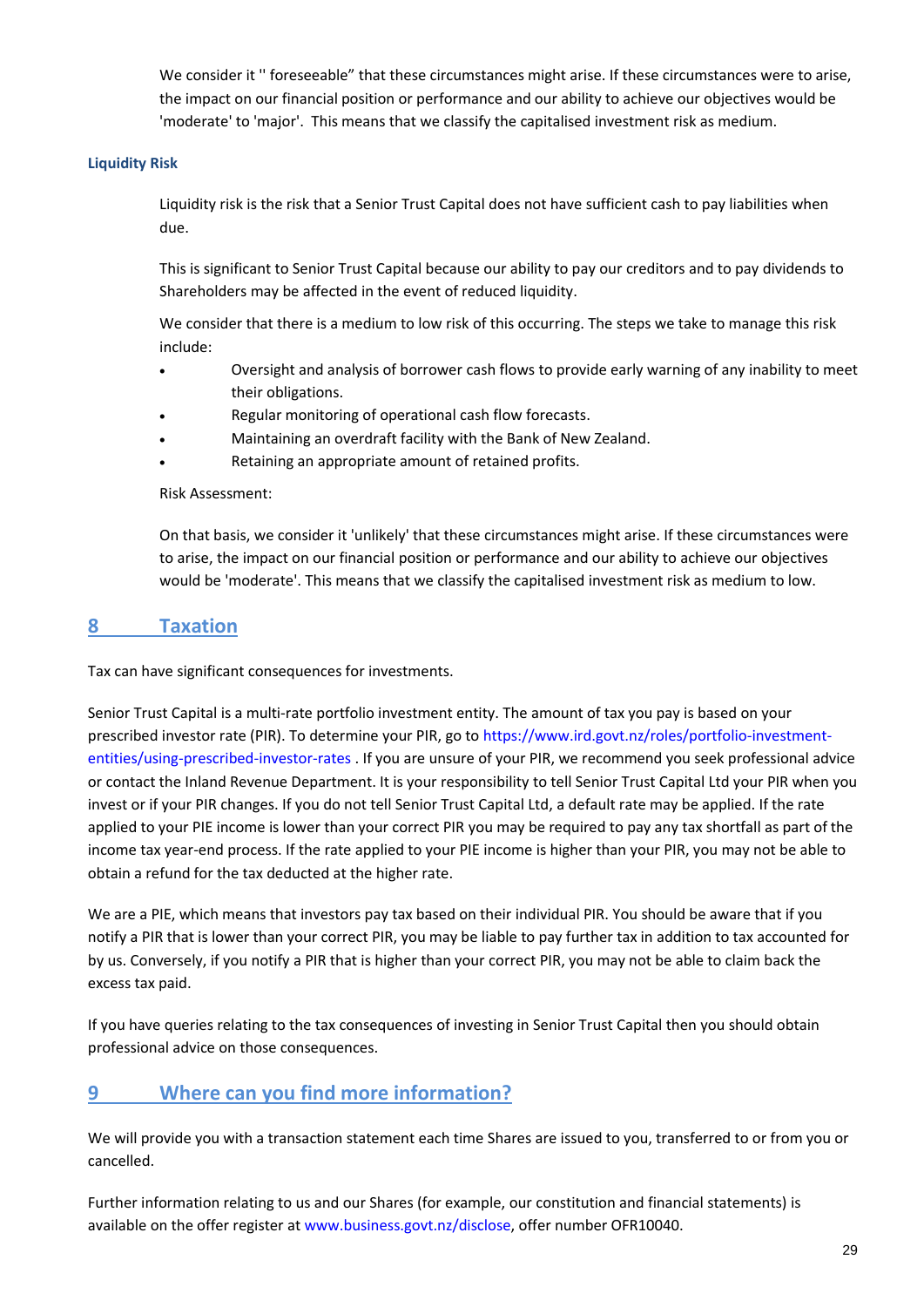We consider it '' foreseeable" that these circumstances might arise. If these circumstances were to arise, the impact on our financial position or performance and our ability to achieve our objectives would be 'moderate' to 'major'. This means that we classify the capitalised investment risk as medium.

### Liquidity Risk

Liquidity risk is the risk that a Senior Trust Capital does not have sufficient cash to pay liabilities when due.

This is significant to Senior Trust Capital because our ability to pay our creditors and to pay dividends to Shareholders may be affected in the event of reduced liquidity.

We consider that there is a medium to low risk of this occurring. The steps we take to manage this risk include:

- Oversight and analysis of borrower cash flows to provide early warning of any inability to meet their obligations.
- Regular monitoring of operational cash flow forecasts.
- Maintaining an overdraft facility with the Bank of New Zealand.
- Retaining an appropriate amount of retained profits.

Risk Assessment:

On that basis, we consider it 'unlikely' that these circumstances might arise. If these circumstances were to arise, the impact on our financial position or performance and our ability to achieve our objectives would be 'moderate'. This means that we classify the capitalised investment risk as medium to low.

## 8 Taxation

Tax can have significant consequences for investments.

Senior Trust Capital is a multi-rate portfolio investment entity. The amount of tax you pay is based on your prescribed investor rate (PIR). To determine your PIR, go to https://www.ird.govt.nz/roles/portfolio-investment-entities/using-prescribed-investor-rates . If you are unsure of your PIR, we recommend you seek professional advice or contact the Inland Revenue Department. It is your responsibility to tell Senior Trust Capital Ltd your PIR when you invest or if your PIR changes. If you do not tell Senior Trust Capital Ltd, a default rate may be applied. If the rate applied to your PIE income is lower than your correct PIR you may be required to pay any tax shortfall as part of the income tax year-end process. If the rate applied to your PIE income is higher than your PIR, you may not be able to obtain a refund for the tax deducted at the higher rate.

We are a PIE, which means that investors pay tax based on their individual PIR. You should be aware that if you notify a PIR that is lower than your correct PIR, you may be liable to pay further tax in addition to tax accounted for by us. Conversely, if you notify a PIR that is higher than your correct PIR, you may not be able to claim back the excess tax paid.

If you have queries relating to the tax consequences of investing in Senior Trust Capital then you should obtain professional advice on those consequences.

## 9 Where can you find more information?

We will provide you with a transaction statement each time Shares are issued to you, transferred to or from you or cancelled.

Further information relating to us and our Shares (for example, our constitution and financial statements) is available on the offer register at www.business.govt.nz/disclose, offer number OFR10040.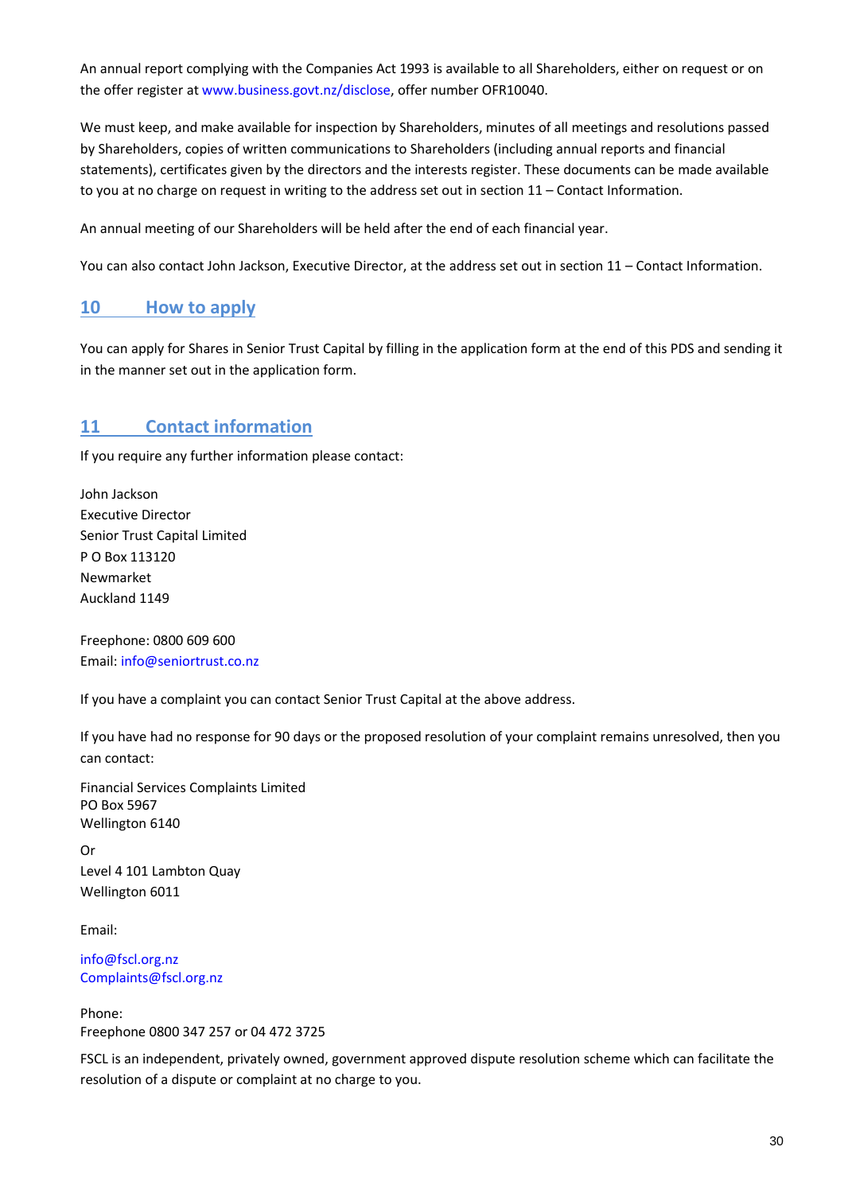An annual report complying with the Companies Act 1993 is available to all Shareholders, either on request or on the offer register at www.business.govt.nz/disclose, offer number OFR10040.

We must keep, and make available for inspection by Shareholders, minutes of all meetings and resolutions passed by Shareholders, copies of written communications to Shareholders (including annual reports and financial statements), certificates given by the directors and the interests register. These documents can be made available to you at no charge on request in writing to the address set out in section 11 – Contact Information.

An annual meeting of our Shareholders will be held after the end of each financial year.

You can also contact John Jackson, Executive Director, at the address set out in section 11 – Contact Information.

## 10 How to apply

You can apply for Shares in Senior Trust Capital by filling in the application form at the end of this PDS and sending it in the manner set out in the application form.

## 11 Contact information

If you require any further information please contact:

John Jackson
Executive Director
Senior Trust Capital Limited
P O Box 113120
Newmarket
Auckland 1149

Freephone: 0800 609 600
Email: info@seniortrust.co.nz

If you have a complaint you can contact Senior Trust Capital at the above address.

If you have had no response for 90 days or the proposed resolution of your complaint remains unresolved, then you can contact:

Financial Services Complaints Limited
PO Box 5967
Wellington 6140

Or
Level 4 101 Lambton Quay
Wellington 6011

Email:

info@fscl.org.nz
Complaints@fscl.org.nz

Phone:
Freephone 0800 347 257 or 04 472 3725

FSCL is an independent, privately owned, government approved dispute resolution scheme which can facilitate the resolution of a dispute or complaint at no charge to you.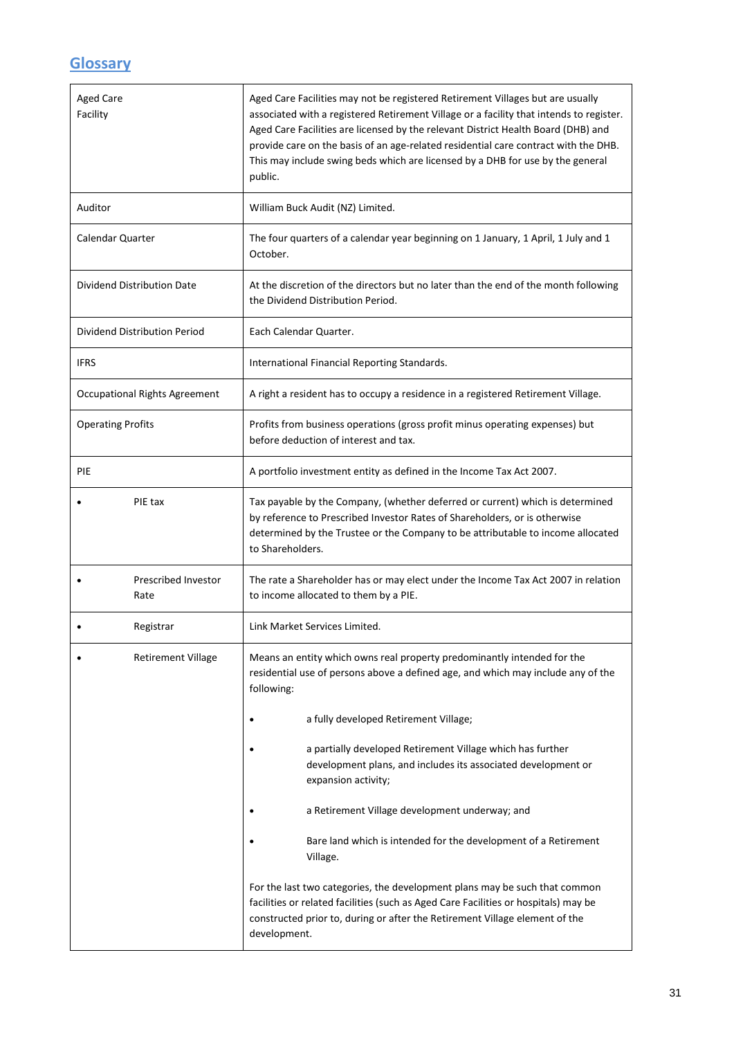## Glossary

| | |
|---|---|
| Aged Care Facility | Aged Care Facilities may not be registered Retirement Villages but are usually associated with a registered Retirement Village or a facility that intends to register. Aged Care Facilities are licensed by the relevant District Health Board (DHB) and provide care on the basis of an age-related residential care contract with the DHB. This may include swing beds which are licensed by a DHB for use by the general public. |
| Auditor | William Buck Audit (NZ) Limited. |
| Calendar Quarter | The four quarters of a calendar year beginning on 1 January, 1 April, 1 July and 1 October. |
| Dividend Distribution Date | At the discretion of the directors but no later than the end of the month following the Dividend Distribution Period. |
| Dividend Distribution Period | Each Calendar Quarter. |
| IFRS | International Financial Reporting Standards. |
| Occupational Rights Agreement | A right a resident has to occupy a residence in a registered Retirement Village. |
| Operating Profits | Profits from business operations (gross profit minus operating expenses) but before deduction of interest and tax. |
| PIE | A portfolio investment entity as defined in the Income Tax Act 2007. |
| • PIE tax | Tax payable by the Company, (whether deferred or current) which is determined by reference to Prescribed Investor Rates of Shareholders, or is otherwise determined by the Trustee or the Company to be attributable to income allocated to Shareholders. |
| • Prescribed Investor Rate | The rate a Shareholder has or may elect under the Income Tax Act 2007 in relation to income allocated to them by a PIE. |
| • Registrar | Link Market Services Limited. |
| • Retirement Village | Means an entity which owns real property predominantly intended for the residential use of persons above a defined age, and which may include any of the following: <br>• a fully developed Retirement Village; <br>• a partially developed Retirement Village which has further development plans, and includes its associated development or expansion activity; <br>• a Retirement Village development underway; and <br>• Bare land which is intended for the development of a Retirement Village. <br><br>For the last two categories, the development plans may be such that common facilities or related facilities (such as Aged Care Facilities or hospitals) may be constructed prior to, during or after the Retirement Village element of the development. |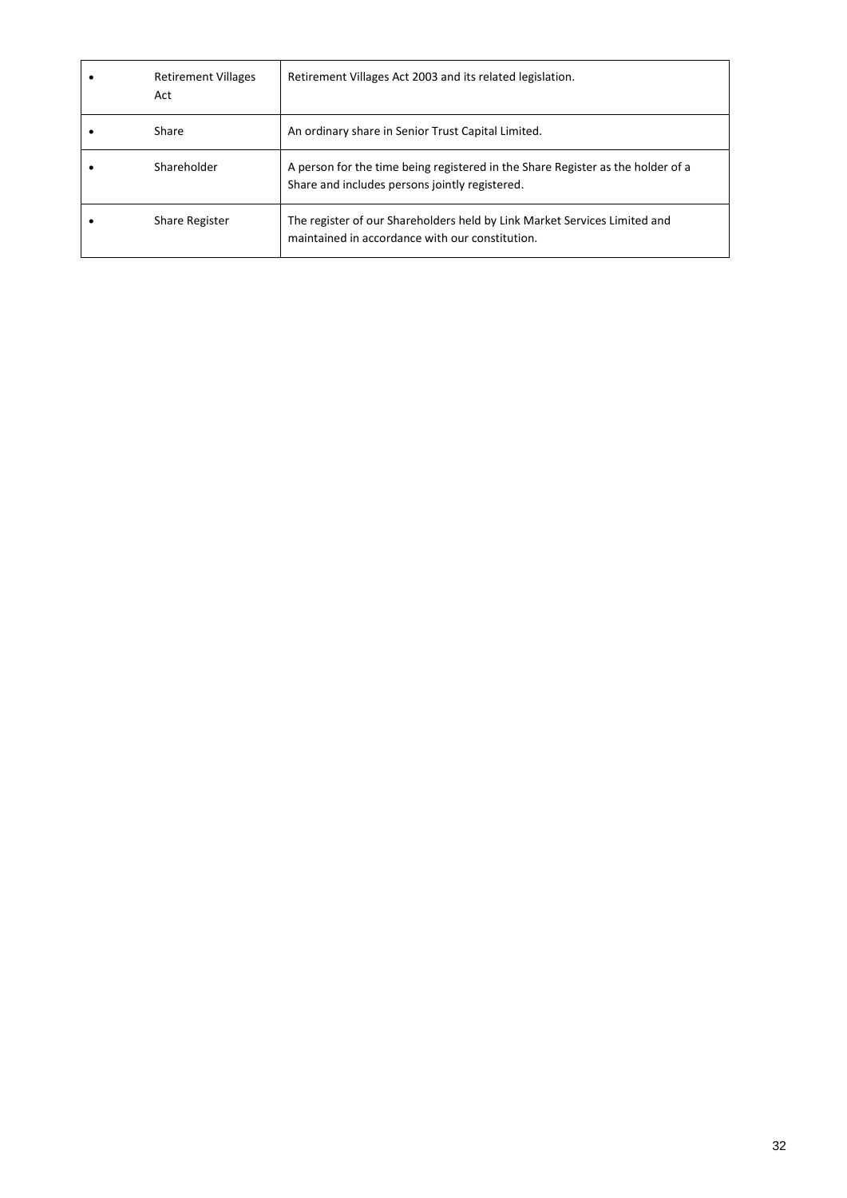| | | |
|---|---|---|
| • | Retirement Villages Act | Retirement Villages Act 2003 and its related legislation. |
| • | Share | An ordinary share in Senior Trust Capital Limited. |
| • | Shareholder | A person for the time being registered in the Share Register as the holder of a Share and includes persons jointly registered. |
| • | Share Register | The register of our Shareholders held by Link Market Services Limited and maintained in accordance with our constitution. |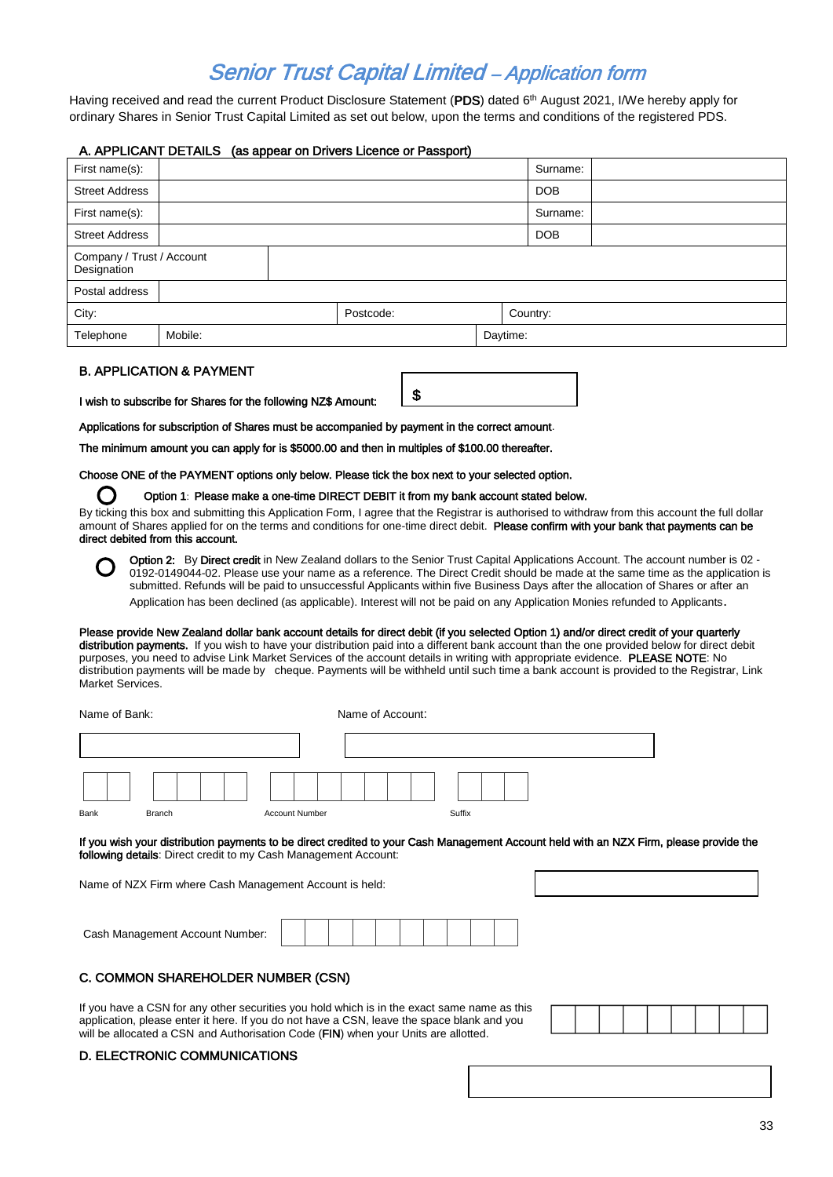# *Senior Trust Capital Limited – Application form*

Having received and read the current Product Disclosure Statement (**PDS**) dated 6th August 2021, I/We hereby apply for ordinary Shares in Senior Trust Capital Limited as set out below, upon the terms and conditions of the registered PDS.

### A. APPLICANT DETAILS (as appear on Drivers Licence or Passport)

| | | | |
|---|---|---|---|
| First name(s): | | Surname: | |
| Street Address | | DOB | |
| First name(s): | | Surname: | |
| Street Address | | DOB | |
| Company / Trust / Account Designation | | | |
| Postal address | | | |
| City: | Postcode: | Country: | |
| Telephone | Mobile: | Daytime: | |

### B. APPLICATION & PAYMENT

**I wish to subscribe for Shares for the following NZ$ Amount:** $

**Applications for subscription of Shares must be accompanied by payment in the correct amount.**

**The minimum amount you can apply for is $5000.00 and then in multiples of $100.00 thereafter.**

**Choose ONE of the PAYMENT options only below. Please tick the box next to your selected option.**

○ **Option 1: Please make a one-time DIRECT DEBIT it from my bank account stated below.**

By ticking this box and submitting this Application Form, I agree that the Registrar is authorised to withdraw from this account the full dollar amount of Shares applied for on the terms and conditions for one-time direct debit. **Please confirm with your bank that payments can be direct debited from this account.**

○ **Option 2:** By **Direct credit** in New Zealand dollars to the Senior Trust Capital Applications Account. The account number is 02 - 0192-0149044-02. Please use your name as a reference. The Direct Credit should be made at the same time as the application is submitted. Refunds will be paid to unsuccessful Applicants within five Business Days after the allocation of Shares or after an Application has been declined (as applicable). Interest will not be paid on any Application Monies refunded to Applicants.

**Please provide New Zealand dollar bank account details for direct debit (if you selected Option 1) and/or direct credit of your quarterly distribution payments.** If you wish to have your distribution paid into a different bank account than the one provided below for direct debit purposes, you need to advise Link Market Services of the account details in writing with appropriate evidence. **PLEASE NOTE**: No distribution payments will be made by cheque. Payments will be withheld until such time a bank account is provided to the Registrar, Link Market Services.

Name of Bank: \_\_\_\_\_\_\_\_\_\_ Name of Account: \_\_\_\_\_\_\_\_\_\_

| Bank | Branch | Account Number | Suffix |
|---|---|---|---|
| | | | |

**If you wish your distribution payments to be direct credited to your Cash Management Account held with an NZX Firm, please provide the following details**: Direct credit to my Cash Management Account:

Name of NZX Firm where Cash Management Account is held: \_\_\_\_\_\_\_\_\_\_

Cash Management Account Number: \_\_\_\_\_\_\_\_\_\_

### C. COMMON SHAREHOLDER NUMBER (CSN)

If you have a CSN for any other securities you hold which is in the exact same name as this application, please enter it here. If you do not have a CSN, leave the space blank and you will be allocated a CSN and Authorisation Code (**FIN**) when your Units are allotted.

### D. ELECTRONIC COMMUNICATIONS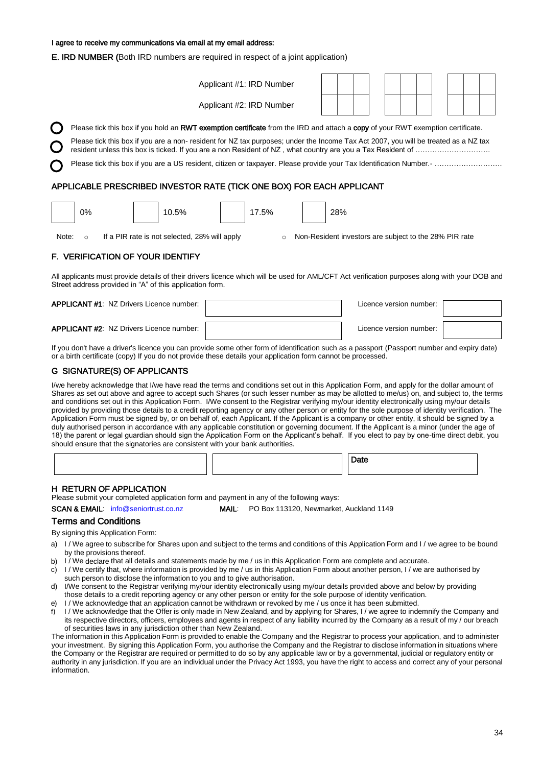I agree to receive my communications via email at my email address:

**E. IRD NUMBER (**Both IRD numbers are required in respect of a joint application)

| | | | | | | | | | |
|---|---|---|---|---|---|---|---|---|---|
| Applicant #1: IRD Number | | | | | | | | | |
| Applicant #2: IRD Number | | | | | | | | | |

- ○ Please tick this box if you hold an **RWT exemption certificate** from the IRD and attach a **copy** of your RWT exemption certificate.
- ○ Please tick this box if you are a non- resident for NZ tax purposes; under the Income Tax Act 2007, you will be treated as a NZ tax resident unless this box is ticked. If you are a non Resident of NZ , what country are you a Tax Resident of ………………………….
- ○ Please tick this box if you are a US resident, citizen or taxpayer. Please provide your Tax Identification Number.- ……………………….

## APPLICABLE PRESCRIBED INVESTOR RATE (TICK ONE BOX) FOR EACH APPLICANT

☐ 0% ☐ 10.5% ☐ 17.5% ☐ 28%

Note:
- If a PIR rate is not selected, 28% will apply
- Non-Resident investors are subject to the 28% PIR rate

## F. VERIFICATION OF YOUR IDENTIFY

All applicants must provide details of their drivers licence which will be used for AML/CFT Act verification purposes along with your DOB and Street address provided in "A" of this application form.

| | | | |
|---|---|---|---|
| **APPLICANT #1**: NZ Drivers Licence number: | | Licence version number: | |
| **APPLICANT #2**: NZ Drivers Licence number: | | Licence version number: | |

If you don't have a driver's licence you can provide some other form of identification such as a passport (Passport number and expiry date) or a birth certificate (copy) If you do not provide these details your application form cannot be processed.

## G SIGNATURE(S) OF APPLICANTS

I/we hereby acknowledge that I/we have read the terms and conditions set out in this Application Form, and apply for the dollar amount of Shares as set out above and agree to accept such Shares (or such lesser number as may be allotted to me/us) on, and subject to, the terms and conditions set out in this Application Form. I/We consent to the Registrar verifying my/our identity electronically using my/our details provided by providing those details to a credit reporting agency or any other person or entity for the sole purpose of identity verification. The Application Form must be signed by, or on behalf of, each Applicant. If the Applicant is a company or other entity, it should be signed by a duly authorised person in accordance with any applicable constitution or governing document. If the Applicant is a minor (under the age of 18) the parent or legal guardian should sign the Application Form on the Applicant's behalf. If you elect to pay by one-time direct debit, you should ensure that the signatories are consistent with your bank authorities.

| | | Date |
|---|---|---|
| | | |

## H RETURN OF APPLICATION

Please submit your completed application form and payment in any of the following ways:

**SCAN & EMAIL**: info@seniortrust.co.nz **MAIL**: PO Box 113120, Newmarket, Auckland 1149

## Terms and Conditions

By signing this Application Form:

a) I / We agree to subscribe for Shares upon and subject to the terms and conditions of this Application Form and I / we agree to be bound by the provisions thereof.
b) I / We declare that all details and statements made by me / us in this Application Form are complete and accurate.
c) I / We certify that, where information is provided by me / us in this Application Form about another person, I / we are authorised by such person to disclose the information to you and to give authorisation.
d) I/We consent to the Registrar verifying my/our identity electronically using my/our details provided above and below by providing those details to a credit reporting agency or any other person or entity for the sole purpose of identity verification.
e) I / We acknowledge that an application cannot be withdrawn or revoked by me / us once it has been submitted.
f) I / We acknowledge that the Offer is only made in New Zealand, and by applying for Shares, I / we agree to indemnify the Company and its respective directors, officers, employees and agents in respect of any liability incurred by the Company as a result of my / our breach of securities laws in any jurisdiction other than New Zealand.

The information in this Application Form is provided to enable the Company and the Registrar to process your application, and to administer your investment. By signing this Application Form, you authorise the Company and the Registrar to disclose information in situations where the Company or the Registrar are required or permitted to do so by any applicable law or by a governmental, judicial or regulatory entity or authority in any jurisdiction. If you are an individual under the Privacy Act 1993, you have the right to access and correct any of your personal information.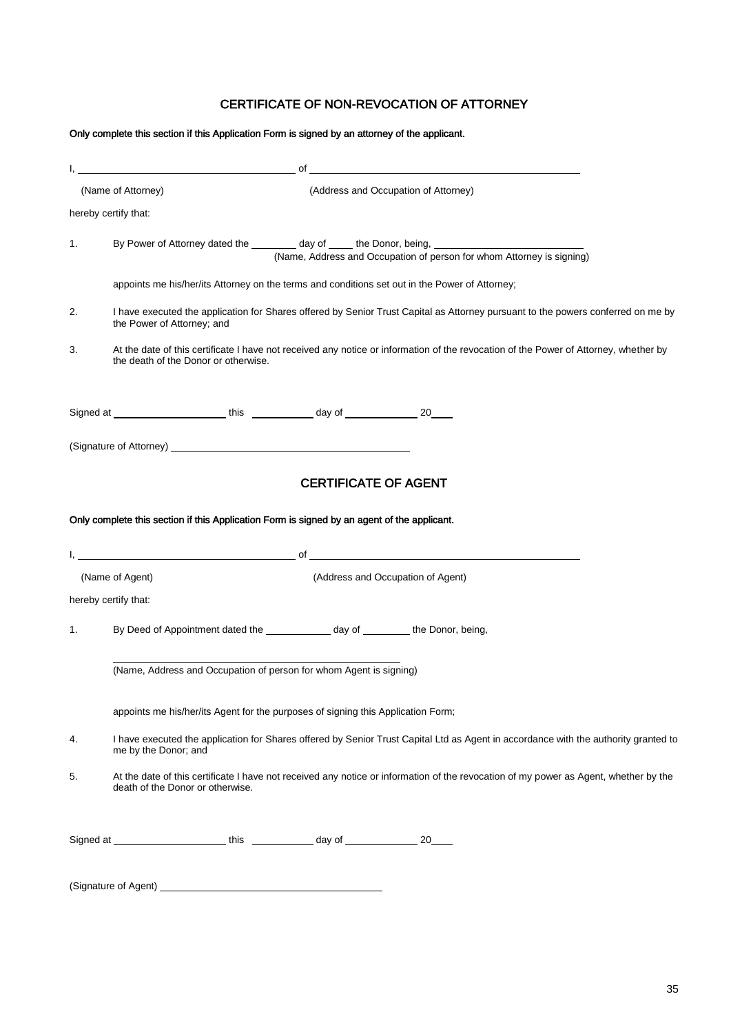## CERTIFICATE OF NON-REVOCATION OF ATTORNEY

**Only complete this section if this Application Form is signed by an attorney of the applicant.**

I, ______________________________ of ______________________________________

(Name of Attorney) (Address and Occupation of Attorney)

hereby certify that:

1. By Power of Attorney dated the ________ day of ____ the Donor, being, ___________________________
   (Name, Address and Occupation of person for whom Attorney is signing)

   appoints me his/her/its Attorney on the terms and conditions set out in the Power of Attorney;

2. I have executed the application for Shares offered by Senior Trust Capital as Attorney pursuant to the powers conferred on me by the Power of Attorney; and

3. At the date of this certificate I have not received any notice or information of the revocation of the Power of Attorney, whether by the death of the Donor or otherwise.

Signed at ____________________ this ___________ day of _____________ 20____

(Signature of Attorney) ___________________________________________

## CERTIFICATE OF AGENT

**Only complete this section if this Application Form is signed by an agent of the applicant.**

I, ______________________________ of ______________________________________

(Name of Agent) (Address and Occupation of Agent)

hereby certify that:

1. By Deed of Appointment dated the ____________ day of ________ the Donor, being,

   ___________________________________________________
   (Name, Address and Occupation of person for whom Agent is signing)

   appoints me his/her/its Agent for the purposes of signing this Application Form;

4. I have executed the application for Shares offered by Senior Trust Capital Ltd as Agent in accordance with the authority granted to me by the Donor; and

5. At the date of this certificate I have not received any notice or information of the revocation of my power as Agent, whether by the death of the Donor or otherwise.

Signed at ____________________ this ___________ day of _____________ 20____

(Signature of Agent) ________________________________________